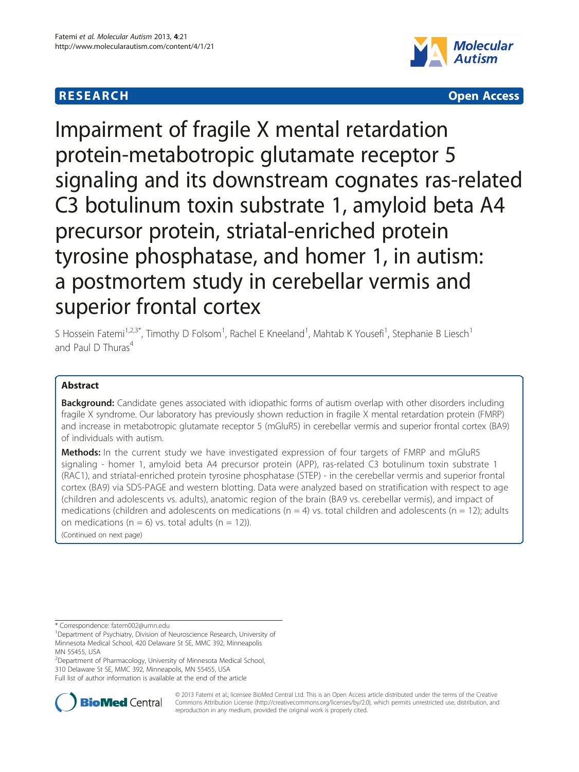RESEARCH Open Access

# Impairment of fragile X mental retardation protein-metabotropic glutamate receptor 5 signaling and its downstream cognates ras-related C3 botulinum toxin substrate 1, amyloid beta A4 precursor protein, striatal-enriched protein tyrosine phosphatase, and homer 1, in autism: a postmortem study in cerebellar vermis and superior frontal cortex

S Hossein Fatemi[1,2,3*], Timothy D Folsom[1], Rachel E Kneeland[1], Mahtab K Yousefi[1], Stephanie B Liesch[1] and Paul D Thuras[4]

## Abstract

**Background:** Candidate genes associated with idiopathic forms of autism overlap with other disorders including fragile X syndrome. Our laboratory has previously shown reduction in fragile X mental retardation protein (FMRP) and increase in metabotropic glutamate receptor 5 (mGluR5) in cerebellar vermis and superior frontal cortex (BA9) of individuals with autism.

**Methods:** In the current study we have investigated expression of four targets of FMRP and mGluR5 signaling - homer 1, amyloid beta A4 precursor protein (APP), ras-related C3 botulinum toxin substrate 1 (RAC1), and striatal-enriched protein tyrosine phosphatase (STEP) - in the cerebellar vermis and superior frontal cortex (BA9) via SDS-PAGE and western blotting. Data were analyzed based on stratification with respect to age (children and adolescents vs. adults), anatomic region of the brain (BA9 vs. cerebellar vermis), and impact of medications (children and adolescents on medications (n = 4) vs. total children and adolescents (n = 12); adults on medications (n = 6) vs. total adults (n = 12)).

(Continued on next page)

\* Correspondence: fatem002@umn.edu

[1]Department of Psychiatry, Division of Neuroscience Research, University of Minnesota Medical School, 420 Delaware St SE, MMC 392, Minneapolis MN 55455, USA

[2]Department of Pharmacology, University of Minnesota Medical School, 310 Delaware St SE, MMC 392, Minneapolis, MN 55455, USA

Full list of author information is available at the end of the article

© 2013 Fatemi et al.; licensee BioMed Central Ltd. This is an Open Access article distributed under the terms of the Creative Commons Attribution License (http://creativecommons.org/licenses/by/2.0), which permits unrestricted use, distribution, and reproduction in any medium, provided the original work is properly cited.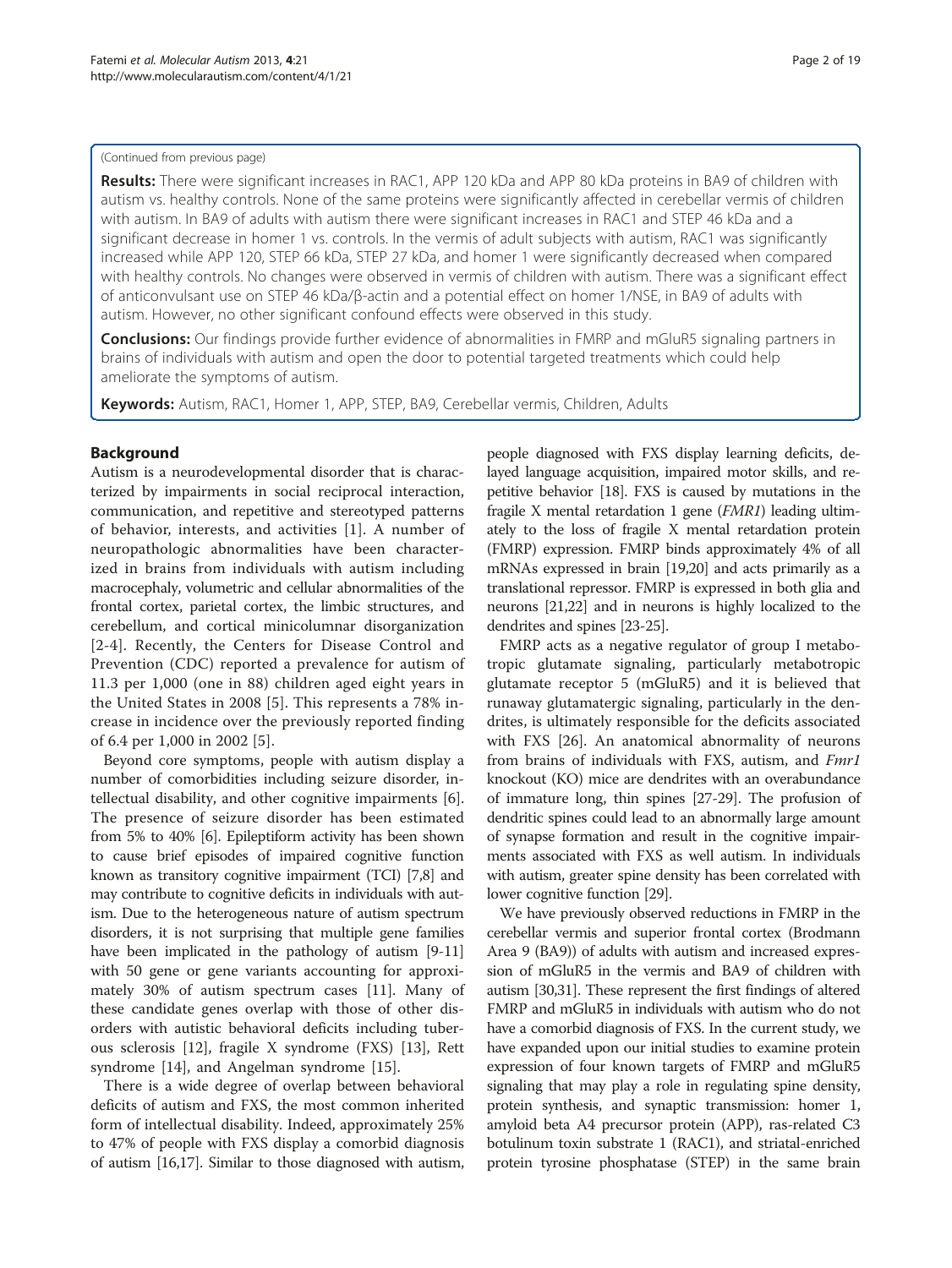(Continued from previous page)

**Results:** There were significant increases in RAC1, APP 120 kDa and APP 80 kDa proteins in BA9 of children with autism vs. healthy controls. None of the same proteins were significantly affected in cerebellar vermis of children with autism. In BA9 of adults with autism there were significant increases in RAC1 and STEP 46 kDa and a significant decrease in homer 1 vs. controls. In the vermis of adult subjects with autism, RAC1 was significantly increased while APP 120, STEP 66 kDa, STEP 27 kDa, and homer 1 were significantly decreased when compared with healthy controls. No changes were observed in vermis of children with autism. There was a significant effect of anticonvulsant use on STEP 46 kDa/β-actin and a potential effect on homer 1/NSE, in BA9 of adults with autism. However, no other significant confound effects were observed in this study.

**Conclusions:** Our findings provide further evidence of abnormalities in FMRP and mGluR5 signaling partners in brains of individuals with autism and open the door to potential targeted treatments which could help ameliorate the symptoms of autism.

**Keywords:** Autism, RAC1, Homer 1, APP, STEP, BA9, Cerebellar vermis, Children, Adults

## Background

Autism is a neurodevelopmental disorder that is characterized by impairments in social reciprocal interaction, communication, and repetitive and stereotyped patterns of behavior, interests, and activities [1]. A number of neuropathologic abnormalities have been characterized in brains from individuals with autism including macrocephaly, volumetric and cellular abnormalities of the frontal cortex, parietal cortex, the limbic structures, and cerebellum, and cortical minicolumnar disorganization [2-4]. Recently, the Centers for Disease Control and Prevention (CDC) reported a prevalence for autism of 11.3 per 1,000 (one in 88) children aged eight years in the United States in 2008 [5]. This represents a 78% increase in incidence over the previously reported finding of 6.4 per 1,000 in 2002 [5].

Beyond core symptoms, people with autism display a number of comorbidities including seizure disorder, intellectual disability, and other cognitive impairments [6]. The presence of seizure disorder has been estimated from 5% to 40% [6]. Epileptiform activity has been shown to cause brief episodes of impaired cognitive function known as transitory cognitive impairment (TCI) [7,8] and may contribute to cognitive deficits in individuals with autism. Due to the heterogeneous nature of autism spectrum disorders, it is not surprising that multiple gene families have been implicated in the pathology of autism [9-11] with 50 gene or gene variants accounting for approximately 30% of autism spectrum cases [11]. Many of these candidate genes overlap with those of other disorders with autistic behavioral deficits including tuberous sclerosis [12], fragile X syndrome (FXS) [13], Rett syndrome [14], and Angelman syndrome [15].

There is a wide degree of overlap between behavioral deficits of autism and FXS, the most common inherited form of intellectual disability. Indeed, approximately 25% to 47% of people with FXS display a comorbid diagnosis of autism [16,17]. Similar to those diagnosed with autism, people diagnosed with FXS display learning deficits, delayed language acquisition, impaired motor skills, and repetitive behavior [18]. FXS is caused by mutations in the fragile X mental retardation 1 gene (*FMR1*) leading ultimately to the loss of fragile X mental retardation protein (FMRP) expression. FMRP binds approximately 4% of all mRNAs expressed in brain [19,20] and acts primarily as a translational repressor. FMRP is expressed in both glia and neurons [21,22] and in neurons is highly localized to the dendrites and spines [23-25].

FMRP acts as a negative regulator of group I metabotropic glutamate signaling, particularly metabotropic glutamate receptor 5 (mGluR5) and it is believed that runaway glutamatergic signaling, particularly in the dendrites, is ultimately responsible for the deficits associated with FXS [26]. An anatomical abnormality of neurons from brains of individuals with FXS, autism, and *Fmr1* knockout (KO) mice are dendrites with an overabundance of immature long, thin spines [27-29]. The profusion of dendritic spines could lead to an abnormally large amount of synapse formation and result in the cognitive impairments associated with FXS as well autism. In individuals with autism, greater spine density has been correlated with lower cognitive function [29].

We have previously observed reductions in FMRP in the cerebellar vermis and superior frontal cortex (Brodmann Area 9 (BA9)) of adults with autism and increased expression of mGluR5 in the vermis and BA9 of children with autism [30,31]. These represent the first findings of altered FMRP and mGluR5 in individuals with autism who do not have a comorbid diagnosis of FXS. In the current study, we have expanded upon our initial studies to examine protein expression of four known targets of FMRP and mGluR5 signaling that may play a role in regulating spine density, protein synthesis, and synaptic transmission: homer 1, amyloid beta A4 precursor protein (APP), ras-related C3 botulinum toxin substrate 1 (RAC1), and striatal-enriched protein tyrosine phosphatase (STEP) in the same brain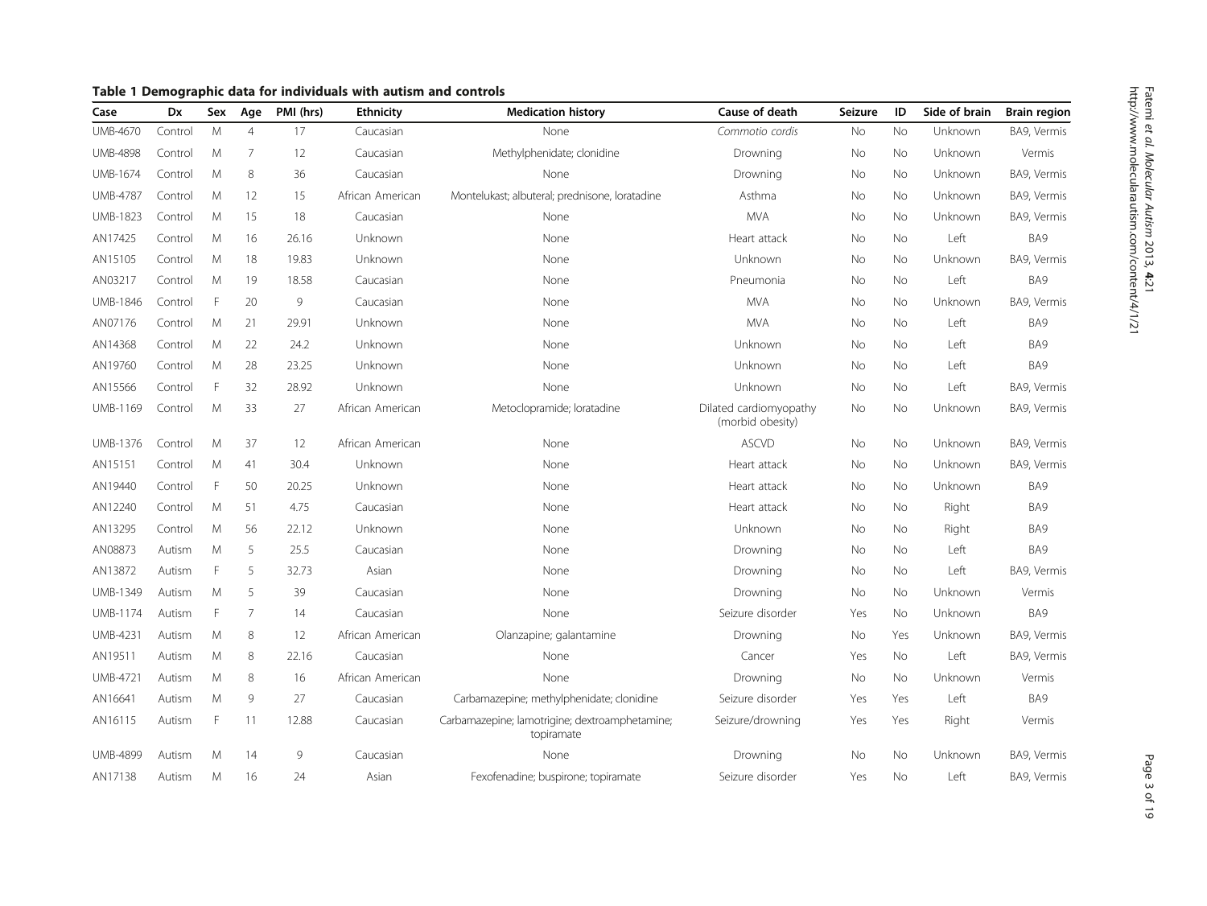**Table 1 Demographic data for individuals with autism and controls**

| Case | Dx | Sex | Age | PMI (hrs) | Ethnicity | Medication history | Cause of death | Seizure | ID | Side of brain | Brain region |
|---|---|---|---|---|---|---|---|---|---|---|---|
| UMB-4670 | Control | M | 4 | 17 | Caucasian | None | *Commotio cordis* | No | No | Unknown | BA9, Vermis |
| UMB-4898 | Control | M | 7 | 12 | Caucasian | Methylphenidate; clonidine | Drowning | No | No | Unknown | Vermis |
| UMB-1674 | Control | M | 8 | 36 | Caucasian | None | Drowning | No | No | Unknown | BA9, Vermis |
| UMB-4787 | Control | M | 12 | 15 | African American | Montelukast; albuterol; prednisone, loratadine | Asthma | No | No | Unknown | BA9, Vermis |
| UMB-1823 | Control | M | 15 | 18 | Caucasian | None | MVA | No | No | Unknown | BA9, Vermis |
| AN17425 | Control | M | 16 | 26.16 | Unknown | None | Heart attack | No | No | Left | BA9 |
| AN15105 | Control | M | 18 | 19.83 | Unknown | None | Unknown | No | No | Unknown | BA9, Vermis |
| AN03217 | Control | M | 19 | 18.58 | Caucasian | None | Pneumonia | No | No | Left | BA9 |
| UMB-1846 | Control | F | 20 | 9 | Caucasian | None | MVA | No | No | Unknown | BA9, Vermis |
| AN07176 | Control | M | 21 | 29.91 | Unknown | None | MVA | No | No | Left | BA9 |
| AN14368 | Control | M | 22 | 24.2 | Unknown | None | Unknown | No | No | Left | BA9 |
| AN19760 | Control | M | 28 | 23.25 | Unknown | None | Unknown | No | No | Left | BA9 |
| AN15566 | Control | F | 32 | 28.92 | Unknown | None | Unknown | No | No | Left | BA9, Vermis |
| UMB-1169 | Control | M | 33 | 27 | African American | Metoclopramide; loratadine | Dilated cardiomyopathy (morbid obesity) | No | No | Unknown | BA9, Vermis |
| UMB-1376 | Control | M | 37 | 12 | African American | None | ASCVD | No | No | Unknown | BA9, Vermis |
| AN15151 | Control | M | 41 | 30.4 | Unknown | None | Heart attack | No | No | Unknown | BA9, Vermis |
| AN19440 | Control | F | 50 | 20.25 | Unknown | None | Heart attack | No | No | Unknown | BA9 |
| AN12240 | Control | M | 51 | 4.75 | Caucasian | None | Heart attack | No | No | Right | BA9 |
| AN13295 | Control | M | 56 | 22.12 | Unknown | None | Unknown | No | No | Right | BA9 |
| AN08873 | Autism | M | 5 | 25.5 | Caucasian | None | Drowning | No | No | Left | BA9 |
| AN13872 | Autism | F | 5 | 32.73 | Asian | None | Drowning | No | No | Left | BA9, Vermis |
| UMB-1349 | Autism | M | 5 | 39 | Caucasian | None | Drowning | No | No | Unknown | Vermis |
| UMB-1174 | Autism | F | 7 | 14 | Caucasian | None | Seizure disorder | Yes | No | Unknown | BA9 |
| UMB-4231 | Autism | M | 8 | 12 | African American | Olanzapine; galantamine | Drowning | No | Yes | Unknown | BA9, Vermis |
| AN19511 | Autism | M | 8 | 22.16 | Caucasian | None | Cancer | Yes | No | Left | BA9, Vermis |
| UMB-4721 | Autism | M | 8 | 16 | African American | None | Drowning | No | No | Unknown | Vermis |
| AN16641 | Autism | M | 9 | 27 | Caucasian | Carbamazepine; methylphenidate; clonidine | Seizure disorder | Yes | Yes | Left | BA9 |
| AN16115 | Autism | F | 11 | 12.88 | Caucasian | Carbamazepine; lamotrigine; dextroamphetamine; topiramate | Seizure/drowning | Yes | Yes | Right | Vermis |
| UMB-4899 | Autism | M | 14 | 9 | Caucasian | None | Drowning | No | No | Unknown | BA9, Vermis |
| AN17138 | Autism | M | 16 | 24 | Asian | Fexofenadine; buspirone; topiramate | Seizure disorder | Yes | No | Left | BA9, Vermis |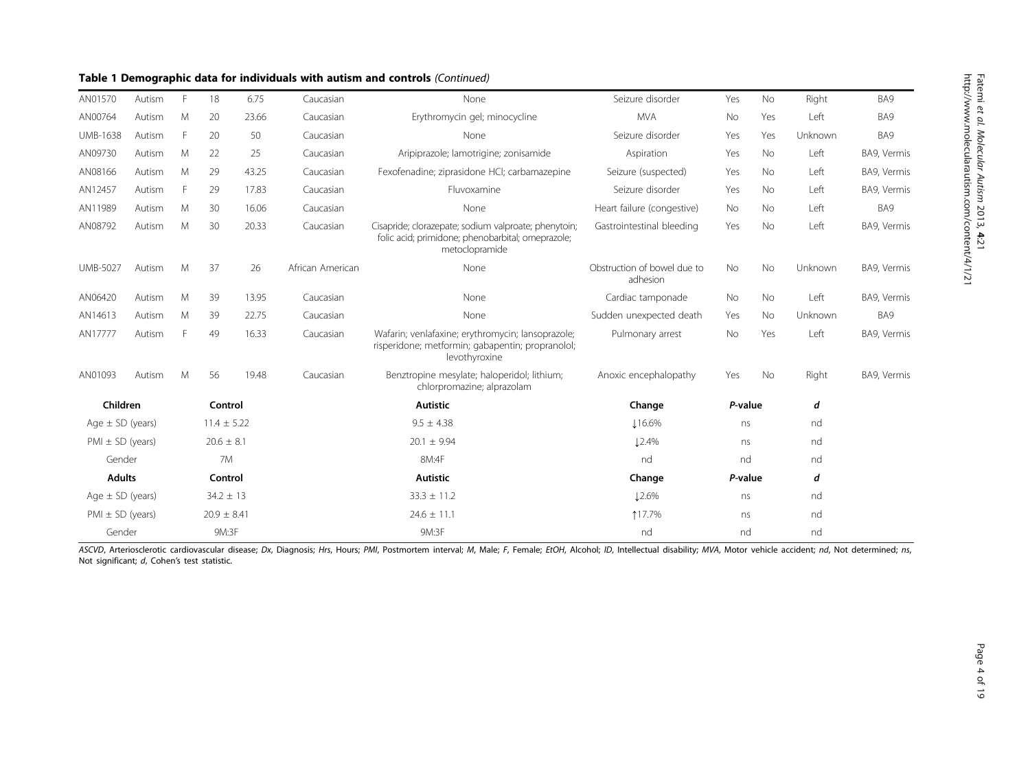**Table 1 Demographic data for individuals with autism and controls** *(Continued)*

| | | | | | | | | | | | |
|---|---|---|---|---|---|---|---|---|---|---|---|
| AN01570 | Autism | F | 18 | 6.75 | Caucasian | None | Seizure disorder | Yes | No | Right | BA9 |
| AN00764 | Autism | M | 20 | 23.66 | Caucasian | Erythromycin gel; minocycline | MVA | No | Yes | Left | BA9 |
| UMB-1638 | Autism | F | 20 | 50 | Caucasian | None | Seizure disorder | Yes | Yes | Unknown | BA9 |
| AN09730 | Autism | M | 22 | 25 | Caucasian | Aripiprazole; lamotrigine; zonisamide | Aspiration | Yes | No | Left | BA9, Vermis |
| AN08166 | Autism | M | 29 | 43.25 | Caucasian | Fexofenadine; ziprasidone HCl; carbamazepine | Seizure (suspected) | Yes | No | Left | BA9, Vermis |
| AN12457 | Autism | F | 29 | 17.83 | Caucasian | Fluvoxamine | Seizure disorder | Yes | No | Left | BA9, Vermis |
| AN11989 | Autism | M | 30 | 16.06 | Caucasian | None | Heart failure (congestive) | No | No | Left | BA9 |
| AN08792 | Autism | M | 30 | 20.33 | Caucasian | Cisapride; clorazepate; sodium valproate; phenytoin; folic acid; primidone; phenobarbital; omeprazole; metoclopramide | Gastrointestinal bleeding | Yes | No | Left | BA9, Vermis |
| UMB-5027 | Autism | M | 37 | 26 | African American | None | Obstruction of bowel due to adhesion | No | No | Unknown | BA9, Vermis |
| AN06420 | Autism | M | 39 | 13.95 | Caucasian | None | Cardiac tamponade | No | No | Left | BA9, Vermis |
| AN14613 | Autism | M | 39 | 22.75 | Caucasian | None | Sudden unexpected death | Yes | No | Unknown | BA9 |
| AN17777 | Autism | F | 49 | 16.33 | Caucasian | Wafarin; venlafaxine; erythromycin; lansoprazole; risperidone; metformin; gabapentin; propranolol; levothyroxine | Pulmonary arrest | No | Yes | Left | BA9, Vermis |
| AN01093 | Autism | M | 56 | 19.48 | Caucasian | Benztropine mesylate; haloperidol; lithium; chlorpromazine; alprazolam | Anoxic encephalopathy | Yes | No | Right | BA9, Vermis |

| **Children** | **Control** | **Autistic** | **Change** | ***P*-value** | ***d*** |
|---|---|---|---|---|---|
| Age ± SD (years) | 11.4 ± 5.22 | 9.5 ± 4.38 | ↓16.6% | ns | nd |
| PMI ± SD (years) | 20.6 ± 8.1 | 20.1 ± 9.94 | ↓2.4% | ns | nd |
| Gender | 7M | 8M:4F | nd | nd | nd |
| **Adults** | **Control** | **Autistic** | **Change** | ***P*-value** | ***d*** |
| Age ± SD (years) | 34.2 ± 13 | 33.3 ± 11.2 | ↓2.6% | ns | nd |
| PMI ± SD (years) | 20.9 ± 8.41 | 24.6 ± 11.1 | ↑17.7% | ns | nd |
| Gender | 9M:3F | 9M:3F | nd | nd | nd |

*ASCVD*, Arteriosclerotic cardiovascular disease; *Dx*, Diagnosis; *Hrs*, Hours; *PMI*, Postmortem interval; *M*, Male; *F*, Female; *EtOH*, Alcohol; *ID*, Intellectual disability; *MVA*, Motor vehicle accident; *nd*, Not determined; *ns*, Not significant; *d*, Cohen's test statistic.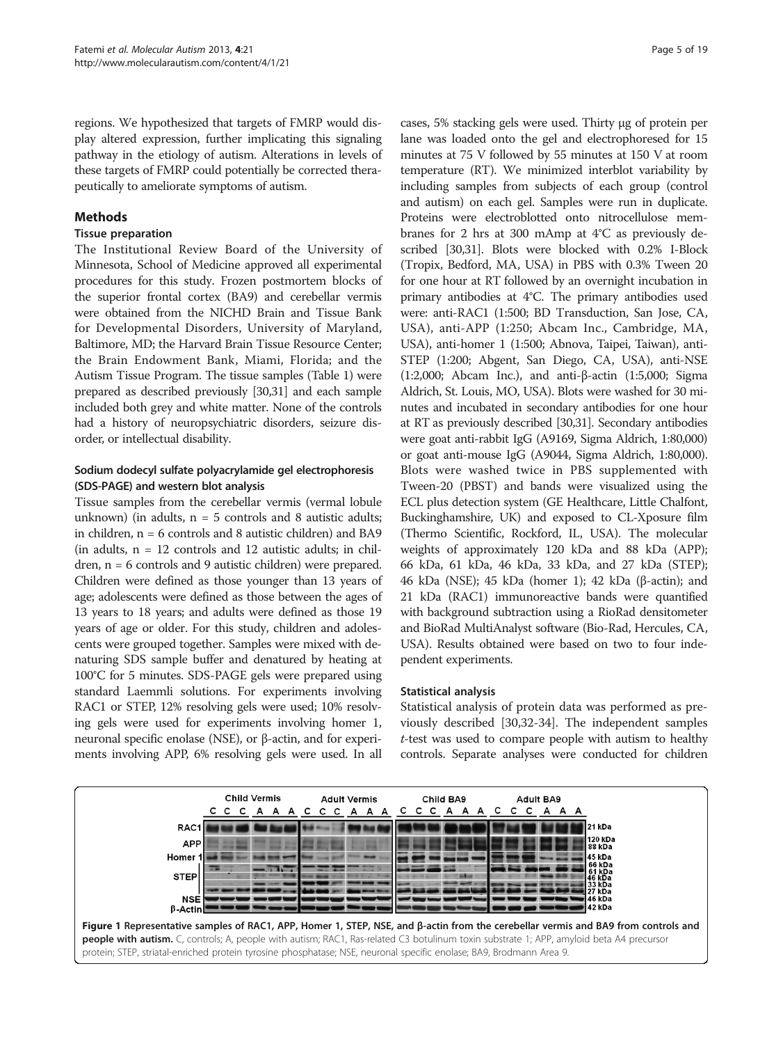regions. We hypothesized that targets of FMRP would display altered expression, further implicating this signaling pathway in the etiology of autism. Alterations in levels of these targets of FMRP could potentially be corrected therapeutically to ameliorate symptoms of autism.

## Methods

### Tissue preparation

The Institutional Review Board of the University of Minnesota, School of Medicine approved all experimental procedures for this study. Frozen postmortem blocks of the superior frontal cortex (BA9) and cerebellar vermis were obtained from the NICHD Brain and Tissue Bank for Developmental Disorders, University of Maryland, Baltimore, MD; the Harvard Brain Tissue Resource Center; the Brain Endowment Bank, Miami, Florida; and the Autism Tissue Program. The tissue samples (Table 1) were prepared as described previously [30,31] and each sample included both grey and white matter. None of the controls had a history of neuropsychiatric disorders, seizure disorder, or intellectual disability.

### Sodium dodecyl sulfate polyacrylamide gel electrophoresis (SDS-PAGE) and western blot analysis

Tissue samples from the cerebellar vermis (vermal lobule unknown) (in adults, n = 5 controls and 8 autistic adults; in children, n = 6 controls and 8 autistic children) and BA9 (in adults, n = 12 controls and 12 autistic adults; in children, n = 6 controls and 9 autistic children) were prepared. Children were defined as those younger than 13 years of age; adolescents were defined as those between the ages of 13 years to 18 years; and adults were defined as those 19 years of age or older. For this study, children and adolescents were grouped together. Samples were mixed with denaturing SDS sample buffer and denatured by heating at 100°C for 5 minutes. SDS-PAGE gels were prepared using standard Laemmli solutions. For experiments involving RAC1 or STEP, 12% resolving gels were used; 10% resolving gels were used for experiments involving homer 1, neuronal specific enolase (NSE), or β-actin, and for experiments involving APP, 6% resolving gels were used. In all cases, 5% stacking gels were used. Thirty μg of protein per lane was loaded onto the gel and electrophoresed for 15 minutes at 75 V followed by 55 minutes at 150 V at room temperature (RT). We minimized interblot variability by including samples from subjects of each group (control and autism) on each gel. Samples were run in duplicate. Proteins were electroblotted onto nitrocellulose membranes for 2 hrs at 300 mAmp at 4°C as previously described [30,31]. Blots were blocked with 0.2% I-Block (Tropix, Bedford, MA, USA) in PBS with 0.3% Tween 20 for one hour at RT followed by an overnight incubation in primary antibodies at 4°C. The primary antibodies used were: anti-RAC1 (1:500; BD Transduction, San Jose, CA, USA), anti-APP (1:250; Abcam Inc., Cambridge, MA, USA), anti-homer 1 (1:500; Abnova, Taipei, Taiwan), anti-STEP (1:200; Abgent, San Diego, CA, USA), anti-NSE (1:2,000; Abcam Inc.), and anti-β-actin (1:5,000; Sigma Aldrich, St. Louis, MO, USA). Blots were washed for 30 minutes and incubated in secondary antibodies for one hour at RT as previously described [30,31]. Secondary antibodies were goat anti-rabbit IgG (A9169, Sigma Aldrich, 1:80,000) or goat anti-mouse IgG (A9044, Sigma Aldrich, 1:80,000). Blots were washed twice in PBS supplemented with Tween-20 (PBST) and bands were visualized using the ECL plus detection system (GE Healthcare, Little Chalfont, Buckinghamshire, UK) and exposed to CL-Xposure film (Thermo Scientific, Rockford, IL, USA). The molecular weights of approximately 120 kDa and 88 kDa (APP); 66 kDa, 61 kDa, 46 kDa, 33 kDa, and 27 kDa (STEP); 46 kDa (NSE); 45 kDa (homer 1); 42 kDa (β-actin); and 21 kDa (RAC1) immunoreactive bands were quantified with background subtraction using a RioRad densitometer and BioRad MultiAnalyst software (Bio-Rad, Hercules, CA, USA). Results obtained were based on two to four independent experiments.

### Statistical analysis

Statistical analysis of protein data was performed as previously described [30,32-34]. The independent samples *t*-test was used to compare people with autism to healthy controls. Separate analyses were conducted for children

**Figure 1 Representative samples of RAC1, APP, Homer 1, STEP, NSE, and β-actin from the cerebellar vermis and BA9 from controls and people with autism.** C, controls; A, people with autism; RAC1, Ras-related C3 botulinum toxin substrate 1; APP, amyloid beta A4 precursor protein; STEP, striatal-enriched protein tyrosine phosphatase; NSE, neuronal specific enolase; BA9, Brodmann Area 9.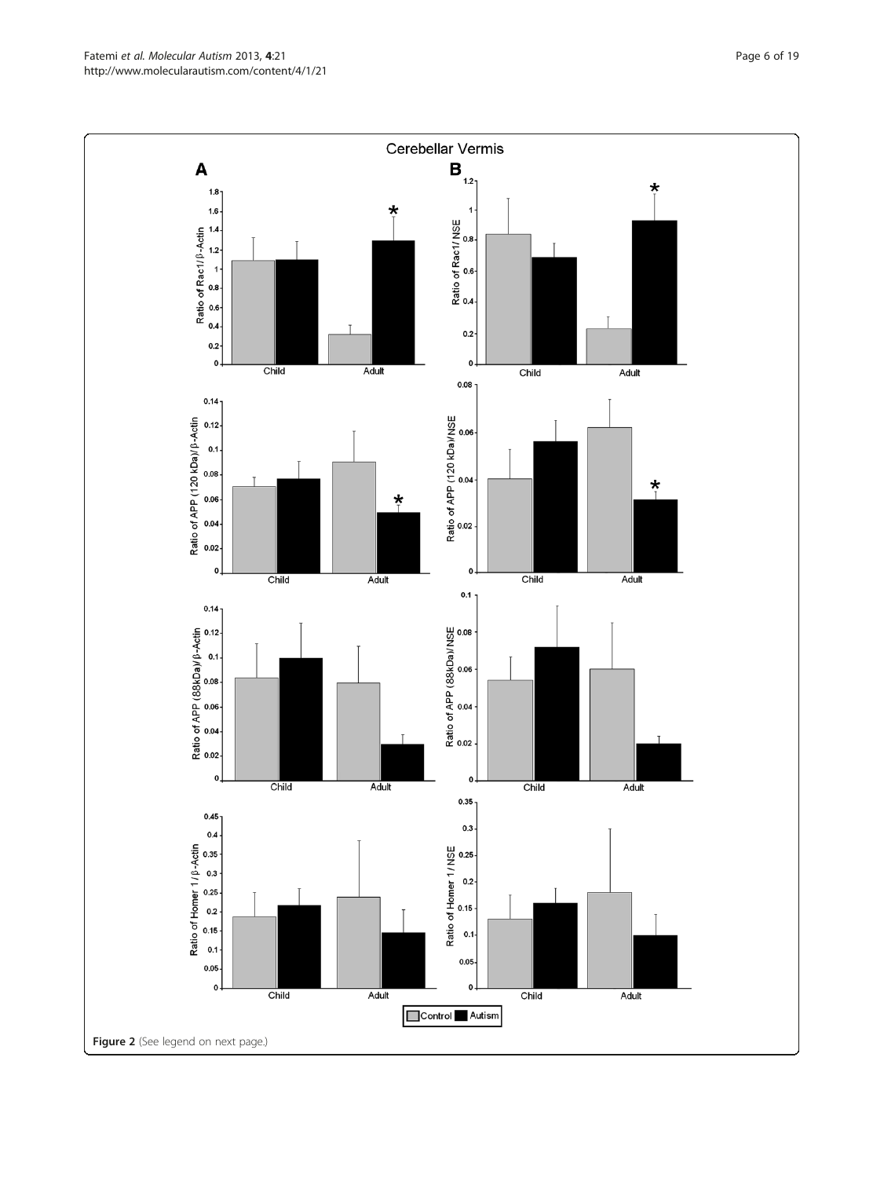Figure 2 (See legend on next page.)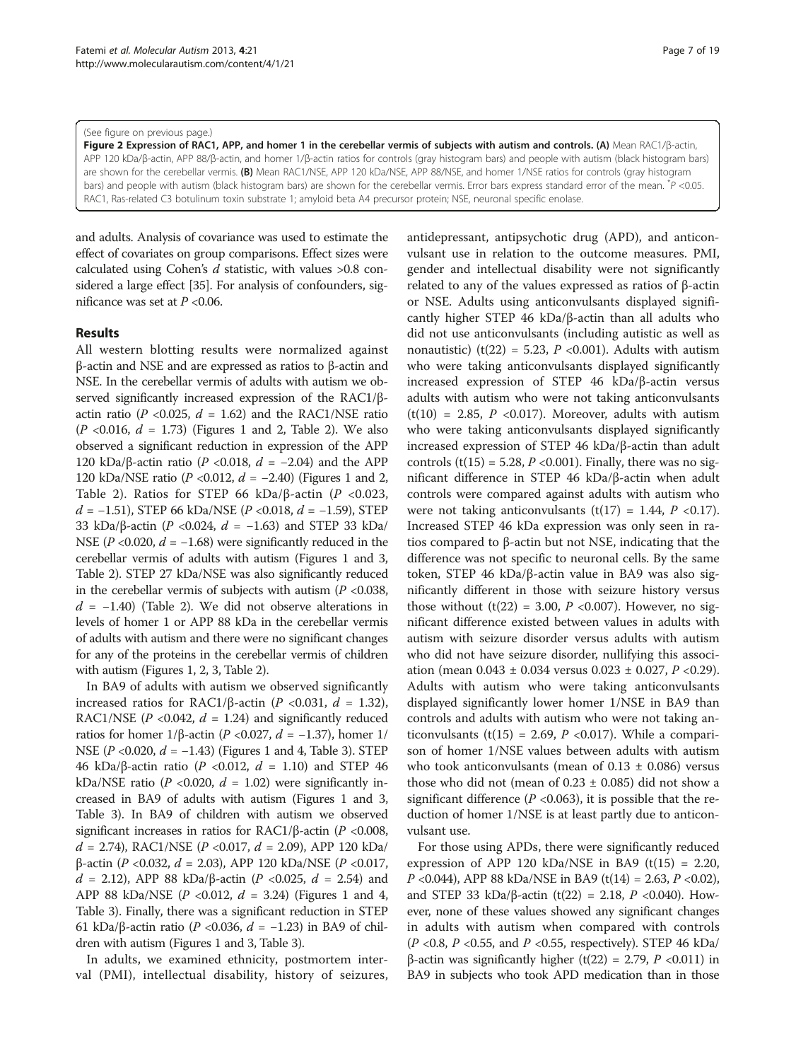(See figure on previous page.)

**Figure 2 Expression of RAC1, APP, and homer 1 in the cerebellar vermis of subjects with autism and controls.** **(A)** Mean RAC1/β-actin, APP 120 kDa/β-actin, APP 88/β-actin, and homer 1/β-actin ratios for controls (gray histogram bars) and people with autism (black histogram bars) are shown for the cerebellar vermis. **(B)** Mean RAC1/NSE, APP 120 kDa/NSE, APP 88/NSE, and homer 1/NSE ratios for controls (gray histogram bars) and people with autism (black histogram bars) are shown for the cerebellar vermis. Error bars express standard error of the mean. *$P$ <0.05. RAC1, Ras-related C3 botulinum toxin substrate 1; amyloid beta A4 precursor protein; NSE, neuronal specific enolase.

and adults. Analysis of covariance was used to estimate the effect of covariates on group comparisons. Effect sizes were calculated using Cohen's $d$ statistic, with values >0.8 considered a large effect [35]. For analysis of confounders, significance was set at $P$ <0.06.

## Results

All western blotting results were normalized against β-actin and NSE and are expressed as ratios to β-actin and NSE. In the cerebellar vermis of adults with autism we observed significantly increased expression of the RAC1/β-actin ratio ($P$ <0.025, $d$ = 1.62) and the RAC1/NSE ratio ($P$ <0.016, $d$ = 1.73) (Figures 1 and 2, Table 2). We also observed a significant reduction in expression of the APP 120 kDa/β-actin ratio ($P$ <0.018, $d$ = −2.04) and the APP 120 kDa/NSE ratio ($P$ <0.012, $d$ = −2.40) (Figures 1 and 2, Table 2). Ratios for STEP 66 kDa/β-actin ($P$ <0.023, $d$ = −1.51), STEP 66 kDa/NSE ($P$ <0.018, $d$ = −1.59), STEP 33 kDa/β-actin ($P$ <0.024, $d$ = −1.63) and STEP 33 kDa/NSE ($P$ <0.020, $d$ = −1.68) were significantly reduced in the cerebellar vermis of adults with autism (Figures 1 and 3, Table 2). STEP 27 kDa/NSE was also significantly reduced in the cerebellar vermis of subjects with autism ($P$ <0.038, $d$ = −1.40) (Table 2). We did not observe alterations in levels of homer 1 or APP 88 kDa in the cerebellar vermis of adults with autism and there were no significant changes for any of the proteins in the cerebellar vermis of children with autism (Figures 1, 2, 3, Table 2).

In BA9 of adults with autism we observed significantly increased ratios for RAC1/β-actin ($P$ <0.031, $d$ = 1.32), RAC1/NSE ($P$ <0.042, $d$ = 1.24) and significantly reduced ratios for homer 1/β-actin ($P$ <0.027, $d$ = −1.37), homer 1/NSE ($P$ <0.020, $d$ = −1.43) (Figures 1 and 4, Table 3). STEP 46 kDa/β-actin ratio ($P$ <0.012, $d$ = 1.10) and STEP 46 kDa/NSE ratio ($P$ <0.020, $d$ = 1.02) were significantly increased in BA9 of adults with autism (Figures 1 and 3, Table 3). In BA9 of children with autism we observed significant increases in ratios for RAC1/β-actin ($P$ <0.008, $d$ = 2.74), RAC1/NSE ($P$ <0.017, $d$ = 2.09), APP 120 kDa/β-actin ($P$ <0.032, $d$ = 2.03), APP 120 kDa/NSE ($P$ <0.017, $d$ = 2.12), APP 88 kDa/β-actin ($P$ <0.025, $d$ = 2.54) and APP 88 kDa/NSE ($P$ <0.012, $d$ = 3.24) (Figures 1 and 4, Table 3). Finally, there was a significant reduction in STEP 61 kDa/β-actin ratio ($P$ <0.036, $d$ = −1.23) in BA9 of children with autism (Figures 1 and 3, Table 3).

In adults, we examined ethnicity, postmortem interval (PMI), intellectual disability, history of seizures, antidepressant, antipsychotic drug (APD), and anticonvulsant use in relation to the outcome measures. PMI, gender and intellectual disability were not significantly related to any of the values expressed as ratios of β-actin or NSE. Adults using anticonvulsants displayed significantly higher STEP 46 kDa/β-actin than all adults who did not use anticonvulsants (including autistic as well as nonautistic) ($t(22)$ = 5.23, $P$ <0.001). Adults with autism who were taking anticonvulsants displayed significantly increased expression of STEP 46 kDa/β-actin versus adults with autism who were not taking anticonvulsants ($t(10)$ = 2.85, $P$ <0.017). Moreover, adults with autism who were taking anticonvulsants displayed significantly increased expression of STEP 46 kDa/β-actin than adult controls ($t(15)$ = 5.28, $P$ <0.001). Finally, there was no significant difference in STEP 46 kDa/β-actin when adult controls were compared against adults with autism who were not taking anticonvulsants ($t(17)$ = 1.44, $P$ <0.17). Increased STEP 46 kDa expression was only seen in ratios compared to β-actin but not NSE, indicating that the difference was not specific to neuronal cells. By the same token, STEP 46 kDa/β-actin value in BA9 was also significantly different in those with seizure history versus those without ($t(22)$ = 3.00, $P$ <0.007). However, no significant difference existed between values in adults with autism with seizure disorder versus adults with autism who did not have seizure disorder, nullifying this association (mean 0.043 ± 0.034 versus 0.023 ± 0.027, $P$ <0.29). Adults with autism who were taking anticonvulsants displayed significantly lower homer 1/NSE in BA9 than controls and adults with autism who were not taking anticonvulsants ($t(15)$ = 2.69, $P$ <0.017). While a comparison of homer 1/NSE values between adults with autism who took anticonvulsants (mean of 0.13 ± 0.086) versus those who did not (mean of 0.23 ± 0.085) did not show a significant difference ($P$ <0.063), it is possible that the reduction of homer 1/NSE is at least partly due to anticonvulsant use.

For those using APDs, there were significantly reduced expression of APP 120 kDa/NSE in BA9 ($t(15)$ = 2.20, $P$ <0.044), APP 88 kDa/NSE in BA9 ($t(14)$ = 2.63, $P$ <0.02), and STEP 33 kDa/β-actin ($t(22)$ = 2.18, $P$ <0.040). However, none of these values showed any significant changes in adults with autism when compared with controls ($P$ <0.8, $P$ <0.55, and $P$ <0.55, respectively). STEP 46 kDa/β-actin was significantly higher ($t(22)$ = 2.79, $P$ <0.011) in BA9 in subjects who took APD medication than in those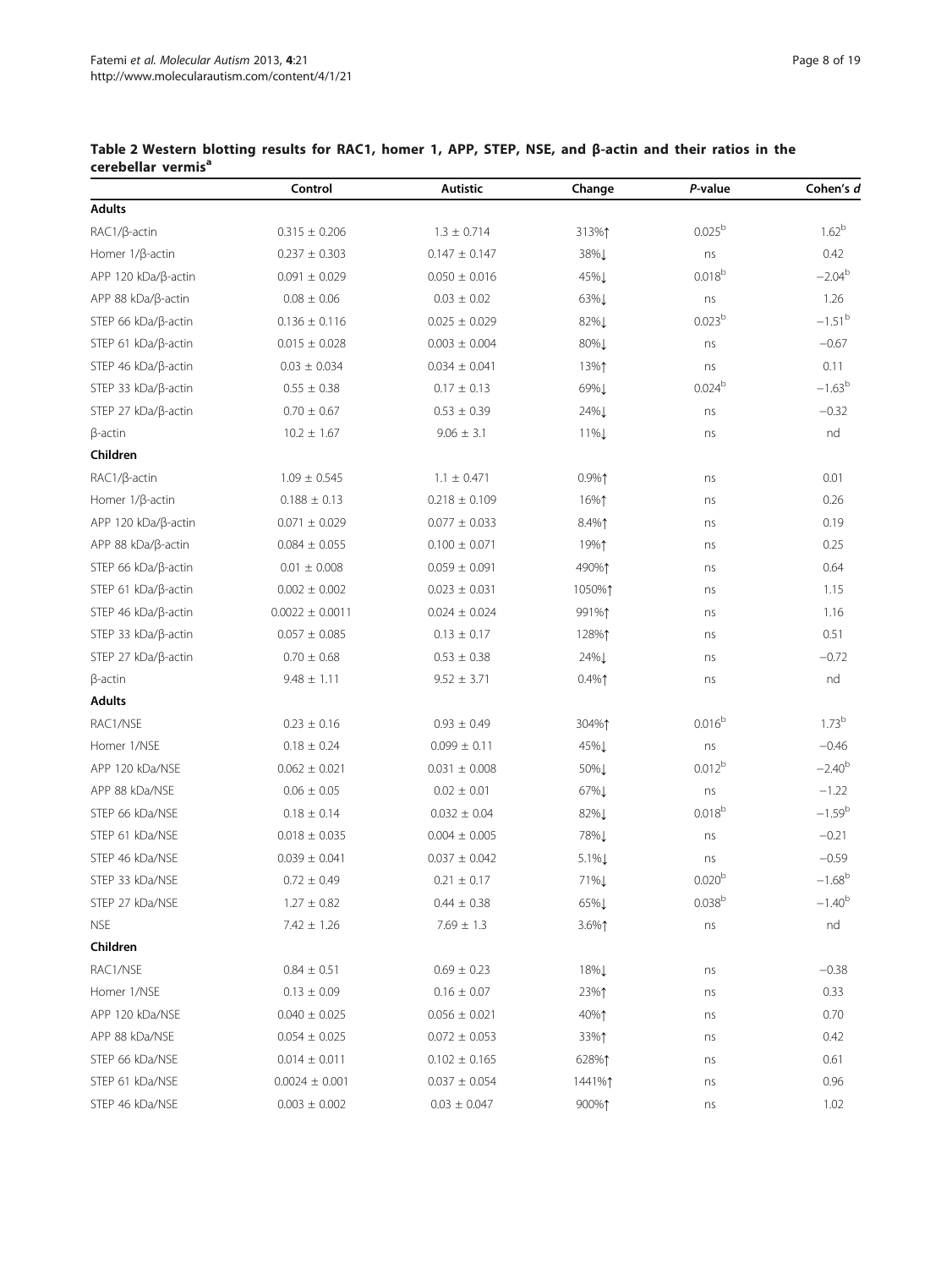**Table 2 Western blotting results for RAC1, homer 1, APP, STEP, NSE, and β-actin and their ratios in the cerebellar vermis[a]**

| | Control | Autistic | Change | *P*-value | Cohen's *d* |
|---|---|---|---|---|---|
| **Adults** | | | | | |
| RAC1/β-actin | 0.315 ± 0.206 | 1.3 ± 0.714 | 313%↑ | 0.025[b] | 1.62[b] |
| Homer 1/β-actin | 0.237 ± 0.303 | 0.147 ± 0.147 | 38%↓ | ns | 0.42 |
| APP 120 kDa/β-actin | 0.091 ± 0.029 | 0.050 ± 0.016 | 45%↓ | 0.018[b] | −2.04[b] |
| APP 88 kDa/β-actin | 0.08 ± 0.06 | 0.03 ± 0.02 | 63%↓ | ns | 1.26 |
| STEP 66 kDa/β-actin | 0.136 ± 0.116 | 0.025 ± 0.029 | 82%↓ | 0.023[b] | −1.51[b] |
| STEP 61 kDa/β-actin | 0.015 ± 0.028 | 0.003 ± 0.004 | 80%↓ | ns | −0.67 |
| STEP 46 kDa/β-actin | 0.03 ± 0.034 | 0.034 ± 0.041 | 13%↑ | ns | 0.11 |
| STEP 33 kDa/β-actin | 0.55 ± 0.38 | 0.17 ± 0.13 | 69%↓ | 0.024[b] | −1.63[b] |
| STEP 27 kDa/β-actin | 0.70 ± 0.67 | 0.53 ± 0.39 | 24%↓ | ns | −0.32 |
| β-actin | 10.2 ± 1.67 | 9.06 ± 3.1 | 11%↓ | ns | nd |
| **Children** | | | | | |
| RAC1/β-actin | 1.09 ± 0.545 | 1.1 ± 0.471 | 0.9%↑ | ns | 0.01 |
| Homer 1/β-actin | 0.188 ± 0.13 | 0.218 ± 0.109 | 16%↑ | ns | 0.26 |
| APP 120 kDa/β-actin | 0.071 ± 0.029 | 0.077 ± 0.033 | 8.4%↑ | ns | 0.19 |
| APP 88 kDa/β-actin | 0.084 ± 0.055 | 0.100 ± 0.071 | 19%↑ | ns | 0.25 |
| STEP 66 kDa/β-actin | 0.01 ± 0.008 | 0.059 ± 0.091 | 490%↑ | ns | 0.64 |
| STEP 61 kDa/β-actin | 0.002 ± 0.002 | 0.023 ± 0.031 | 1050%↑ | ns | 1.15 |
| STEP 46 kDa/β-actin | 0.0022 ± 0.0011 | 0.024 ± 0.024 | 991%↑ | ns | 1.16 |
| STEP 33 kDa/β-actin | 0.057 ± 0.085 | 0.13 ± 0.17 | 128%↑ | ns | 0.51 |
| STEP 27 kDa/β-actin | 0.70 ± 0.68 | 0.53 ± 0.38 | 24%↓ | ns | −0.72 |
| β-actin | 9.48 ± 1.11 | 9.52 ± 3.71 | 0.4%↑ | ns | nd |
| **Adults** | | | | | |
| RAC1/NSE | 0.23 ± 0.16 | 0.93 ± 0.49 | 304%↑ | 0.016[b] | 1.73[b] |
| Homer 1/NSE | 0.18 ± 0.24 | 0.099 ± 0.11 | 45%↓ | ns | −0.46 |
| APP 120 kDa/NSE | 0.062 ± 0.021 | 0.031 ± 0.008 | 50%↓ | 0.012[b] | −2.40[b] |
| APP 88 kDa/NSE | 0.06 ± 0.05 | 0.02 ± 0.01 | 67%↓ | ns | −1.22 |
| STEP 66 kDa/NSE | 0.18 ± 0.14 | 0.032 ± 0.04 | 82%↓ | 0.018[b] | −1.59[b] |
| STEP 61 kDa/NSE | 0.018 ± 0.035 | 0.004 ± 0.005 | 78%↓ | ns | −0.21 |
| STEP 46 kDa/NSE | 0.039 ± 0.041 | 0.037 ± 0.042 | 5.1%↓ | ns | −0.59 |
| STEP 33 kDa/NSE | 0.72 ± 0.49 | 0.21 ± 0.17 | 71%↓ | 0.020[b] | −1.68[b] |
| STEP 27 kDa/NSE | 1.27 ± 0.82 | 0.44 ± 0.38 | 65%↓ | 0.038[b] | −1.40[b] |
| NSE | 7.42 ± 1.26 | 7.69 ± 1.3 | 3.6%↑ | ns | nd |
| **Children** | | | | | |
| RAC1/NSE | 0.84 ± 0.51 | 0.69 ± 0.23 | 18%↓ | ns | −0.38 |
| Homer 1/NSE | 0.13 ± 0.09 | 0.16 ± 0.07 | 23%↑ | ns | 0.33 |
| APP 120 kDa/NSE | 0.040 ± 0.025 | 0.056 ± 0.021 | 40%↑ | ns | 0.70 |
| APP 88 kDa/NSE | 0.054 ± 0.025 | 0.072 ± 0.053 | 33%↑ | ns | 0.42 |
| STEP 66 kDa/NSE | 0.014 ± 0.011 | 0.102 ± 0.165 | 628%↑ | ns | 0.61 |
| STEP 61 kDa/NSE | 0.0024 ± 0.001 | 0.037 ± 0.054 | 1441%↑ | ns | 0.96 |
| STEP 46 kDa/NSE | 0.003 ± 0.002 | 0.03 ± 0.047 | 900%↑ | ns | 1.02 |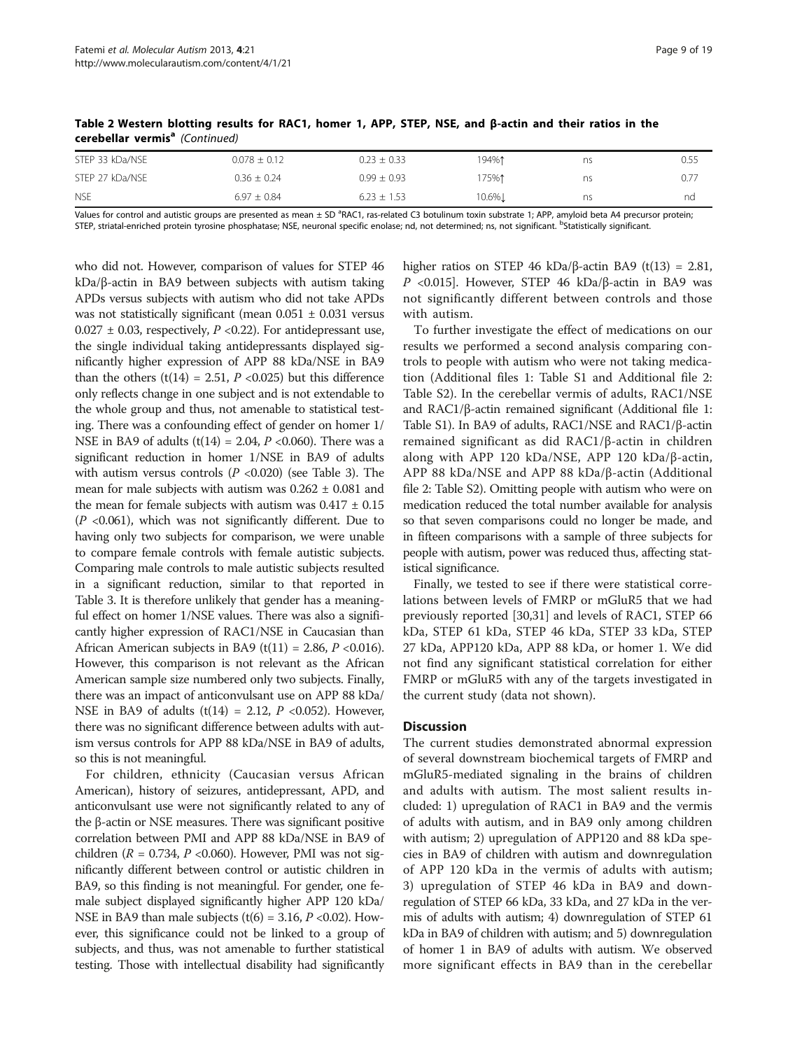**Table 2 Western blotting results for RAC1, homer 1, APP, STEP, NSE, and β-actin and their ratios in the cerebellar vermis[a]** *(Continued)*

| | | | | | |
|---|---|---|---|---|---|
| STEP 33 kDa/NSE | 0.078 ± 0.12 | 0.23 ± 0.33 | 194%↑ | ns | 0.55 |
| STEP 27 kDa/NSE | 0.36 ± 0.24 | 0.99 ± 0.93 | 175%↑ | ns | 0.77 |
| NSE | 6.97 ± 0.84 | 6.23 ± 1.53 | 10.6%↓ | ns | nd |

Values for control and autistic groups are presented as mean ± SD [a]RAC1, ras-related C3 botulinum toxin substrate 1; APP, amyloid beta A4 precursor protein; STEP, striatal-enriched protein tyrosine phosphatase; NSE, neuronal specific enolase; nd, not determined; ns, not significant. [b]Statistically significant.

who did not. However, comparison of values for STEP 46 kDa/β-actin in BA9 between subjects with autism taking APDs versus subjects with autism who did not take APDs was not statistically significant (mean 0.051 ± 0.031 versus 0.027 ± 0.03, respectively, $P < 0.22$). For antidepressant use, the single individual taking antidepressants displayed significantly higher expression of APP 88 kDa/NSE in BA9 than the others ($t(14) = 2.51$, $P < 0.025$) but this difference only reflects change in one subject and is not extendable to the whole group and thus, not amenable to statistical testing. There was a confounding effect of gender on homer 1/NSE in BA9 of adults ($t(14) = 2.04$, $P < 0.060$). There was a significant reduction in homer 1/NSE in BA9 of adults with autism versus controls ($P < 0.020$) (see Table 3). The mean for male subjects with autism was 0.262 ± 0.081 and the mean for female subjects with autism was 0.417 ± 0.15 ($P < 0.061$), which was not significantly different. Due to having only two subjects for comparison, we were unable to compare female controls with female autistic subjects. Comparing male controls to male autistic subjects resulted in a significant reduction, similar to that reported in Table 3. It is therefore unlikely that gender has a meaningful effect on homer 1/NSE values. There was also a significantly higher expression of RAC1/NSE in Caucasian than African American subjects in BA9 ($t(11) = 2.86$, $P < 0.016$). However, this comparison is not relevant as the African American sample size numbered only two subjects. Finally, there was an impact of anticonvulsant use on APP 88 kDa/NSE in BA9 of adults ($t(14) = 2.12$, $P < 0.052$). However, there was no significant difference between adults with autism versus controls for APP 88 kDa/NSE in BA9 of adults, so this is not meaningful.

For children, ethnicity (Caucasian versus African American), history of seizures, antidepressant, APD, and anticonvulsant use were not significantly related to any of the β-actin or NSE measures. There was significant positive correlation between PMI and APP 88 kDa/NSE in BA9 of children ($R = 0.734$, $P < 0.060$). However, PMI was not significantly different between control or autistic children in BA9, so this finding is not meaningful. For gender, one female subject displayed significantly higher APP 120 kDa/NSE in BA9 than male subjects ($t(6) = 3.16$, $P < 0.02$). However, this significance could not be linked to a group of subjects, and thus, was not amenable to further statistical testing. Those with intellectual disability had significantly higher ratios on STEP 46 kDa/β-actin BA9 ($t(13) = 2.81$, $P < 0.015$]. However, STEP 46 kDa/β-actin in BA9 was not significantly different between controls and those with autism.

To further investigate the effect of medications on our results we performed a second analysis comparing controls to people with autism who were not taking medication (Additional files 1: Table S1 and Additional file 2: Table S2). In the cerebellar vermis of adults, RAC1/NSE and RAC1/β-actin remained significant (Additional file 1: Table S1). In BA9 of adults, RAC1/NSE and RAC1/β-actin remained significant as did RAC1/β-actin in children along with APP 120 kDa/NSE, APP 120 kDa/β-actin, APP 88 kDa/NSE and APP 88 kDa/β-actin (Additional file 2: Table S2). Omitting people with autism who were on medication reduced the total number available for analysis so that seven comparisons could no longer be made, and in fifteen comparisons with a sample of three subjects for people with autism, power was reduced thus, affecting statistical significance.

Finally, we tested to see if there were statistical correlations between levels of FMRP or mGluR5 that we had previously reported [30,31] and levels of RAC1, STEP 66 kDa, STEP 61 kDa, STEP 46 kDa, STEP 33 kDa, STEP 27 kDa, APP120 kDa, APP 88 kDa, or homer 1. We did not find any significant statistical correlation for either FMRP or mGluR5 with any of the targets investigated in the current study (data not shown).

## Discussion

The current studies demonstrated abnormal expression of several downstream biochemical targets of FMRP and mGluR5-mediated signaling in the brains of children and adults with autism. The most salient results included: 1) upregulation of RAC1 in BA9 and the vermis of adults with autism, and in BA9 only among children with autism; 2) upregulation of APP120 and 88 kDa species in BA9 of children with autism and downregulation of APP 120 kDa in the vermis of adults with autism; 3) upregulation of STEP 46 kDa in BA9 and downregulation of STEP 66 kDa, 33 kDa, and 27 kDa in the vermis of adults with autism; 4) downregulation of STEP 61 kDa in BA9 of children with autism; and 5) downregulation of homer 1 in BA9 of adults with autism. We observed more significant effects in BA9 than in the cerebellar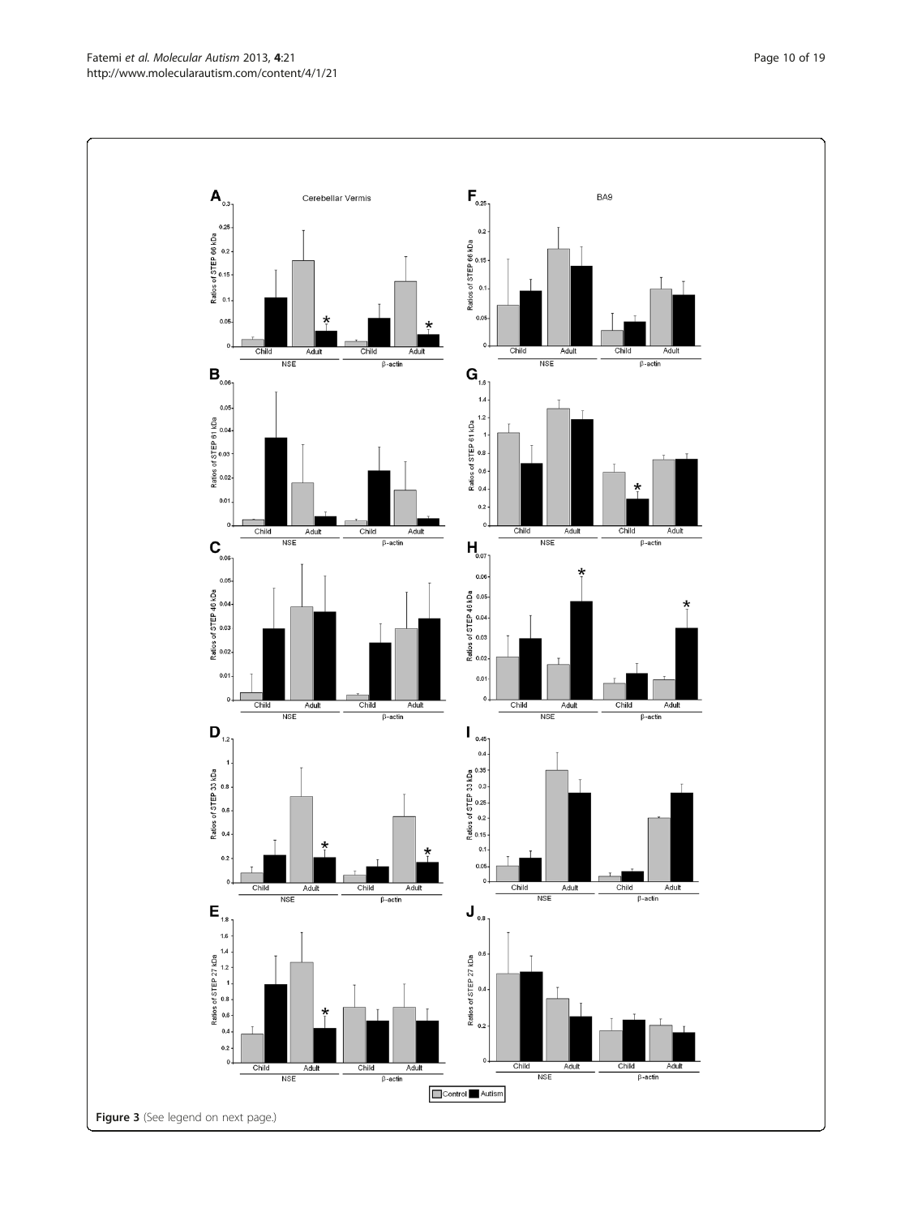Figure 3 (See legend on next page.)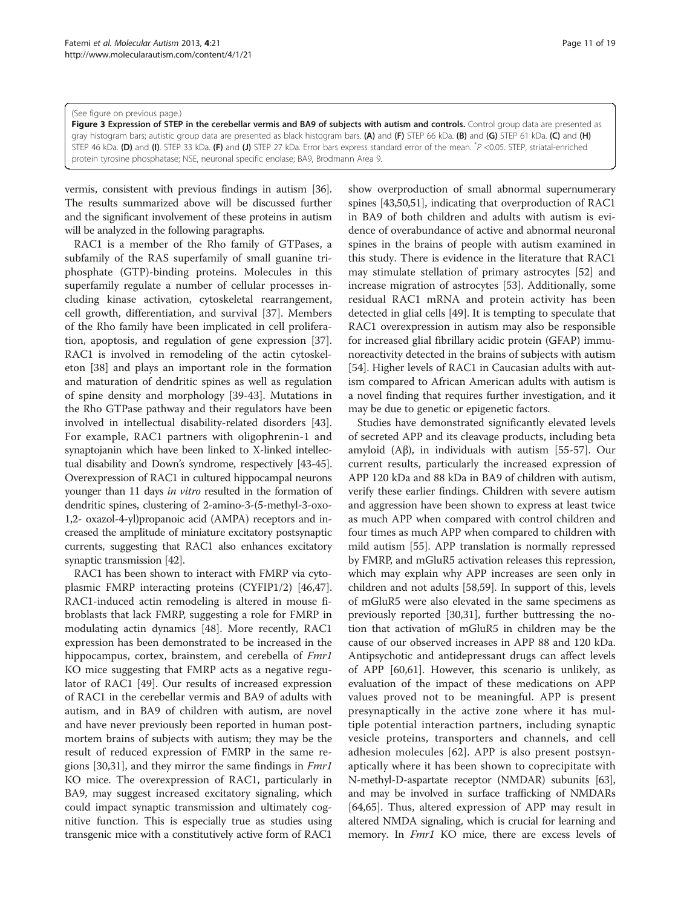(See figure on previous page.)

**Figure 3 Expression of STEP in the cerebellar vermis and BA9 of subjects with autism and controls.** Control group data are presented as gray histogram bars; autistic group data are presented as black histogram bars. **(A)** and **(F)** STEP 66 kDa. **(B)** and **(G)** STEP 61 kDa. **(C)** and **(H)** STEP 46 kDa. **(D)** and **(I)**. STEP 33 kDa. **(F)** and **(J)** STEP 27 kDa. Error bars express standard error of the mean. *$P$ <0.05. STEP, striatal-enriched protein tyrosine phosphatase; NSE, neuronal specific enolase; BA9, Brodmann Area 9.

vermis, consistent with previous findings in autism [36]. The results summarized above will be discussed further and the significant involvement of these proteins in autism will be analyzed in the following paragraphs.

RAC1 is a member of the Rho family of GTPases, a subfamily of the RAS superfamily of small guanine triphosphate (GTP)-binding proteins. Molecules in this superfamily regulate a number of cellular processes including kinase activation, cytoskeletal rearrangement, cell growth, differentiation, and survival [37]. Members of the Rho family have been implicated in cell proliferation, apoptosis, and regulation of gene expression [37]. RAC1 is involved in remodeling of the actin cytoskeleton [38] and plays an important role in the formation and maturation of dendritic spines as well as regulation of spine density and morphology [39-43]. Mutations in the Rho GTPase pathway and their regulators have been involved in intellectual disability-related disorders [43]. For example, RAC1 partners with oligophrenin-1 and synaptojanin which have been linked to X-linked intellectual disability and Down's syndrome, respectively [43-45]. Overexpression of RAC1 in cultured hippocampal neurons younger than 11 days *in vitro* resulted in the formation of dendritic spines, clustering of 2-amino-3-(5-methyl-3-oxo-1,2- oxazol-4-yl)propanoic acid (AMPA) receptors and increased the amplitude of miniature excitatory postsynaptic currents, suggesting that RAC1 also enhances excitatory synaptic transmission [42].

RAC1 has been shown to interact with FMRP via cytoplasmic FMRP interacting proteins (CYFIP1/2) [46,47]. RAC1-induced actin remodeling is altered in mouse fibroblasts that lack FMRP, suggesting a role for FMRP in modulating actin dynamics [48]. More recently, RAC1 expression has been demonstrated to be increased in the hippocampus, cortex, brainstem, and cerebella of *Fmr1* KO mice suggesting that FMRP acts as a negative regulator of RAC1 [49]. Our results of increased expression of RAC1 in the cerebellar vermis and BA9 of adults with autism, and in BA9 of children with autism, are novel and have never previously been reported in human postmortem brains of subjects with autism; they may be the result of reduced expression of FMRP in the same regions [30,31], and they mirror the same findings in *Fmr1* KO mice. The overexpression of RAC1, particularly in BA9, may suggest increased excitatory signaling, which could impact synaptic transmission and ultimately cognitive function. This is especially true as studies using transgenic mice with a constitutively active form of RAC1 show overproduction of small abnormal supernumerary spines [43,50,51], indicating that overproduction of RAC1 in BA9 of both children and adults with autism is evidence of overabundance of active and abnormal neuronal spines in the brains of people with autism examined in this study. There is evidence in the literature that RAC1 may stimulate stellation of primary astrocytes [52] and increase migration of astrocytes [53]. Additionally, some residual RAC1 mRNA and protein activity has been detected in glial cells [49]. It is tempting to speculate that RAC1 overexpression in autism may also be responsible for increased glial fibrillary acidic protein (GFAP) immunoreactivity detected in the brains of subjects with autism [54]. Higher levels of RAC1 in Caucasian adults with autism compared to African American adults with autism is a novel finding that requires further investigation, and it may be due to genetic or epigenetic factors.

Studies have demonstrated significantly elevated levels of secreted APP and its cleavage products, including beta amyloid (Aβ), in individuals with autism [55-57]. Our current results, particularly the increased expression of APP 120 kDa and 88 kDa in BA9 of children with autism, verify these earlier findings. Children with severe autism and aggression have been shown to express at least twice as much APP when compared with control children and four times as much APP when compared to children with mild autism [55]. APP translation is normally repressed by FMRP, and mGluR5 activation releases this repression, which may explain why APP increases are seen only in children and not adults [58,59]. In support of this, levels of mGluR5 were also elevated in the same specimens as previously reported [30,31], further buttressing the notion that activation of mGluR5 in children may be the cause of our observed increases in APP 88 and 120 kDa. Antipsychotic and antidepressant drugs can affect levels of APP [60,61]. However, this scenario is unlikely, as evaluation of the impact of these medications on APP values proved not to be meaningful. APP is present presynaptically in the active zone where it has multiple potential interaction partners, including synaptic vesicle proteins, transporters and channels, and cell adhesion molecules [62]. APP is also present postsynaptically where it has been shown to coprecipitate with N-methyl-D-aspartate receptor (NMDAR) subunits [63], and may be involved in surface trafficking of NMDARs [64,65]. Thus, altered expression of APP may result in altered NMDA signaling, which is crucial for learning and memory. In *Fmr1* KO mice, there are excess levels of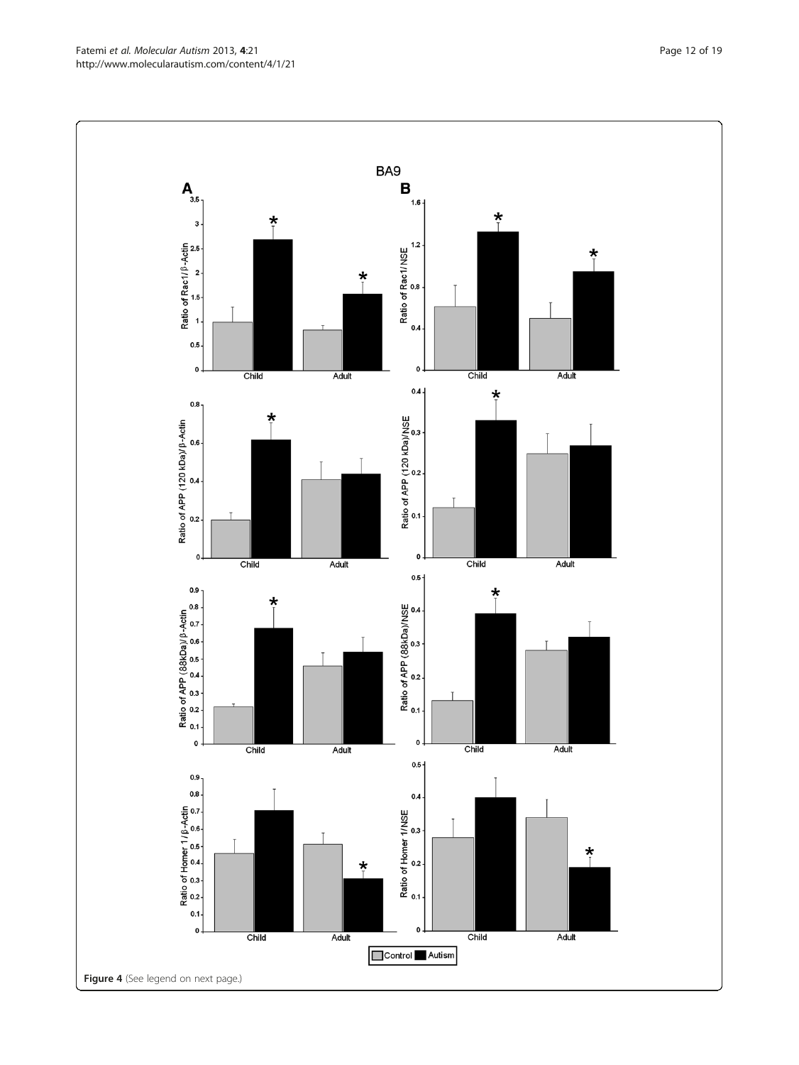Figure 4 (See legend on next page.)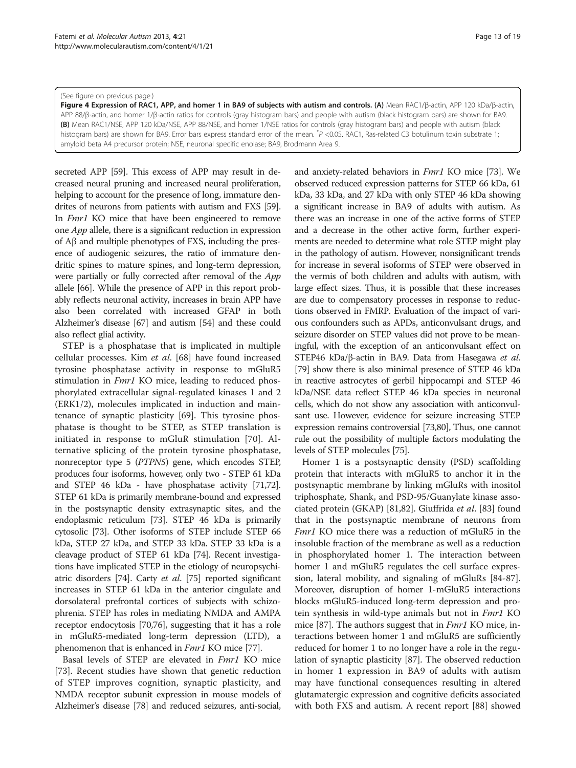(See figure on previous page.)
**Figure 4 Expression of RAC1, APP, and homer 1 in BA9 of subjects with autism and controls. (A)** Mean RAC1/β-actin, APP 120 kDa/β-actin, APP 88/β-actin, and homer 1/β-actin ratios for controls (gray histogram bars) and people with autism (black histogram bars) are shown for BA9. **(B)** Mean RAC1/NSE, APP 120 kDa/NSE, APP 88/NSE, and homer 1/NSE ratios for controls (gray histogram bars) and people with autism (black histogram bars) are shown for BA9. Error bars express standard error of the mean. *P <0.05. RAC1, Ras-related C3 botulinum toxin substrate 1; amyloid beta A4 precursor protein; NSE, neuronal specific enolase; BA9, Brodmann Area 9.

secreted APP [59]. This excess of APP may result in decreased neural pruning and increased neural proliferation, helping to account for the presence of long, immature dendrites of neurons from patients with autism and FXS [59]. In *Fmr1* KO mice that have been engineered to remove one *App* allele, there is a significant reduction in expression of Aβ and multiple phenotypes of FXS, including the presence of audiogenic seizures, the ratio of immature dendritic spines to mature spines, and long-term depression, were partially or fully corrected after removal of the *App* allele [66]. While the presence of APP in this report probably reflects neuronal activity, increases in brain APP have also been correlated with increased GFAP in both Alzheimer's disease [67] and autism [54] and these could also reflect glial activity.

STEP is a phosphatase that is implicated in multiple cellular processes. Kim *et al*. [68] have found increased tyrosine phosphatase activity in response to mGluR5 stimulation in *Fmr1* KO mice, leading to reduced phosphorylated extracellular signal-regulated kinases 1 and 2 (ERK1/2), molecules implicated in induction and maintenance of synaptic plasticity [69]. This tyrosine phosphatase is thought to be STEP, as STEP translation is initiated in response to mGluR stimulation [70]. Alternative splicing of the protein tyrosine phosphatase, nonreceptor type 5 (*PTPN5*) gene, which encodes STEP, produces four isoforms, however, only two - STEP 61 kDa and STEP 46 kDa - have phosphatase activity [71,72]. STEP 61 kDa is primarily membrane-bound and expressed in the postsynaptic density extrasynaptic sites, and the endoplasmic reticulum [73]. STEP 46 kDa is primarily cytosolic [73]. Other isoforms of STEP include STEP 66 kDa, STEP 27 kDa, and STEP 33 kDa. STEP 33 kDa is a cleavage product of STEP 61 kDa [74]. Recent investigations have implicated STEP in the etiology of neuropsychiatric disorders [74]. Carty *et al*. [75] reported significant increases in STEP 61 kDa in the anterior cingulate and dorsolateral prefrontal cortices of subjects with schizophrenia. STEP has roles in mediating NMDA and AMPA receptor endocytosis [70,76], suggesting that it has a role in mGluR5-mediated long-term depression (LTD), a phenomenon that is enhanced in *Fmr1* KO mice [77].

Basal levels of STEP are elevated in *Fmr1* KO mice [73]. Recent studies have shown that genetic reduction of STEP improves cognition, synaptic plasticity, and NMDA receptor subunit expression in mouse models of Alzheimer's disease [78] and reduced seizures, anti-social, and anxiety-related behaviors in *Fmr1* KO mice [73]. We observed reduced expression patterns for STEP 66 kDa, 61 kDa, 33 kDa, and 27 kDa with only STEP 46 kDa showing a significant increase in BA9 of adults with autism. As there was an increase in one of the active forms of STEP and a decrease in the other active form, further experiments are needed to determine what role STEP might play in the pathology of autism. However, nonsignificant trends for increase in several isoforms of STEP were observed in the vermis of both children and adults with autism, with large effect sizes. Thus, it is possible that these increases are due to compensatory processes in response to reductions observed in FMRP. Evaluation of the impact of various confounders such as APDs, anticonvulsant drugs, and seizure disorder on STEP values did not prove to be meaningful, with the exception of an anticonvulsant effect on STEP46 kDa/β-actin in BA9. Data from Hasegawa *et al*. [79] show there is also minimal presence of STEP 46 kDa in reactive astrocytes of gerbil hippocampi and STEP 46 kDa/NSE data reflect STEP 46 kDa species in neuronal cells, which do not show any association with anticonvulsant use. However, evidence for seizure increasing STEP expression remains controversial [73,80], Thus, one cannot rule out the possibility of multiple factors modulating the levels of STEP molecules [75].

Homer 1 is a postsynaptic density (PSD) scaffolding protein that interacts with mGluR5 to anchor it in the postsynaptic membrane by linking mGluRs with inositol triphosphate, Shank, and PSD-95/Guanylate kinase associated protein (GKAP) [81,82]. Giuffrida *et al*. [83] found that in the postsynaptic membrane of neurons from *Fmr1* KO mice there was a reduction of mGluR5 in the insoluble fraction of the membrane as well as a reduction in phosphorylated homer 1. The interaction between homer 1 and mGluR5 regulates the cell surface expression, lateral mobility, and signaling of mGluRs [84-87]. Moreover, disruption of homer 1-mGluR5 interactions blocks mGluR5-induced long-term depression and protein synthesis in wild-type animals but not in *Fmr1* KO mice [87]. The authors suggest that in *Fmr1* KO mice, interactions between homer 1 and mGluR5 are sufficiently reduced for homer 1 to no longer have a role in the regulation of synaptic plasticity [87]. The observed reduction in homer 1 expression in BA9 of adults with autism may have functional consequences resulting in altered glutamatergic expression and cognitive deficits associated with both FXS and autism. A recent report [88] showed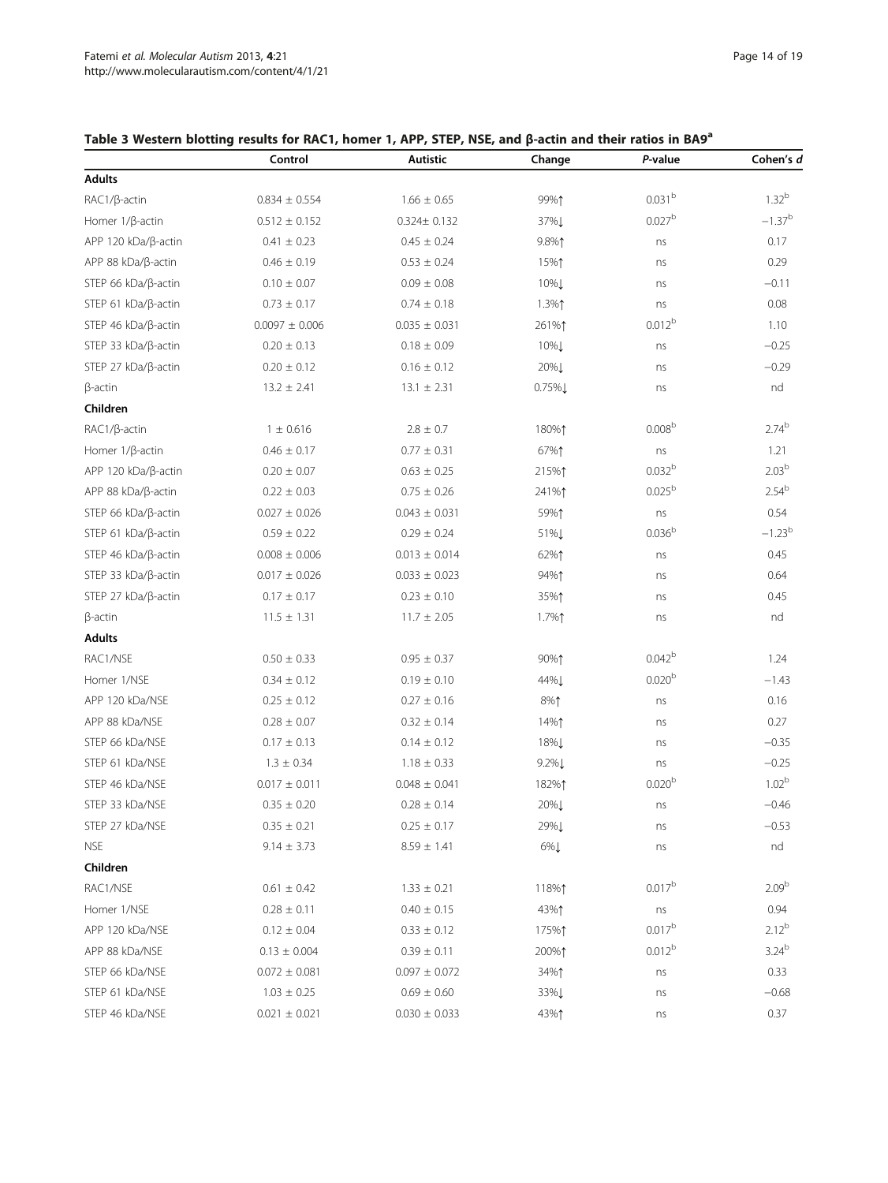**Table 3 Western blotting results for RAC1, homer 1, APP, STEP, NSE, and β-actin and their ratios in BA9[a]**

| | Control | Autistic | Change | *P*-value | Cohen's *d* |
|---|---|---|---|---|---|
| **Adults** | | | | | |
| RAC1/β-actin | 0.834 ± 0.554 | 1.66 ± 0.65 | 99%↑ | 0.031[b] | 1.32[b] |
| Homer 1/β-actin | 0.512 ± 0.152 | 0.324± 0.132 | 37%↓ | 0.027[b] | −1.37[b] |
| APP 120 kDa/β-actin | 0.41 ± 0.23 | 0.45 ± 0.24 | 9.8%↑ | ns | 0.17 |
| APP 88 kDa/β-actin | 0.46 ± 0.19 | 0.53 ± 0.24 | 15%↑ | ns | 0.29 |
| STEP 66 kDa/β-actin | 0.10 ± 0.07 | 0.09 ± 0.08 | 10%↓ | ns | −0.11 |
| STEP 61 kDa/β-actin | 0.73 ± 0.17 | 0.74 ± 0.18 | 1.3%↑ | ns | 0.08 |
| STEP 46 kDa/β-actin | 0.0097 ± 0.006 | 0.035 ± 0.031 | 261%↑ | 0.012[b] | 1.10 |
| STEP 33 kDa/β-actin | 0.20 ± 0.13 | 0.18 ± 0.09 | 10%↓ | ns | −0.25 |
| STEP 27 kDa/β-actin | 0.20 ± 0.12 | 0.16 ± 0.12 | 20%↓ | ns | −0.29 |
| β-actin | 13.2 ± 2.41 | 13.1 ± 2.31 | 0.75%↓ | ns | nd |
| **Children** | | | | | |
| RAC1/β-actin | 1 ± 0.616 | 2.8 ± 0.7 | 180%↑ | 0.008[b] | 2.74[b] |
| Homer 1/β-actin | 0.46 ± 0.17 | 0.77 ± 0.31 | 67%↑ | ns | 1.21 |
| APP 120 kDa/β-actin | 0.20 ± 0.07 | 0.63 ± 0.25 | 215%↑ | 0.032[b] | 2.03[b] |
| APP 88 kDa/β-actin | 0.22 ± 0.03 | 0.75 ± 0.26 | 241%↑ | 0.025[b] | 2.54[b] |
| STEP 66 kDa/β-actin | 0.027 ± 0.026 | 0.043 ± 0.031 | 59%↑ | ns | 0.54 |
| STEP 61 kDa/β-actin | 0.59 ± 0.22 | 0.29 ± 0.24 | 51%↓ | 0.036[b] | −1.23[b] |
| STEP 46 kDa/β-actin | 0.008 ± 0.006 | 0.013 ± 0.014 | 62%↑ | ns | 0.45 |
| STEP 33 kDa/β-actin | 0.017 ± 0.026 | 0.033 ± 0.023 | 94%↑ | ns | 0.64 |
| STEP 27 kDa/β-actin | 0.17 ± 0.17 | 0.23 ± 0.10 | 35%↑ | ns | 0.45 |
| β-actin | 11.5 ± 1.31 | 11.7 ± 2.05 | 1.7%↑ | ns | nd |
| **Adults** | | | | | |
| RAC1/NSE | 0.50 ± 0.33 | 0.95 ± 0.37 | 90%↑ | 0.042[b] | 1.24 |
| Homer 1/NSE | 0.34 ± 0.12 | 0.19 ± 0.10 | 44%↓ | 0.020[b] | −1.43 |
| APP 120 kDa/NSE | 0.25 ± 0.12 | 0.27 ± 0.16 | 8%↑ | ns | 0.16 |
| APP 88 kDa/NSE | 0.28 ± 0.07 | 0.32 ± 0.14 | 14%↑ | ns | 0.27 |
| STEP 66 kDa/NSE | 0.17 ± 0.13 | 0.14 ± 0.12 | 18%↓ | ns | −0.35 |
| STEP 61 kDa/NSE | 1.3 ± 0.34 | 1.18 ± 0.33 | 9.2%↓ | ns | −0.25 |
| STEP 46 kDa/NSE | 0.017 ± 0.011 | 0.048 ± 0.041 | 182%↑ | 0.020[b] | 1.02[b] |
| STEP 33 kDa/NSE | 0.35 ± 0.20 | 0.28 ± 0.14 | 20%↓ | ns | −0.46 |
| STEP 27 kDa/NSE | 0.35 ± 0.21 | 0.25 ± 0.17 | 29%↓ | ns | −0.53 |
| NSE | 9.14 ± 3.73 | 8.59 ± 1.41 | 6%↓ | ns | nd |
| **Children** | | | | | |
| RAC1/NSE | 0.61 ± 0.42 | 1.33 ± 0.21 | 118%↑ | 0.017[b] | 2.09[b] |
| Homer 1/NSE | 0.28 ± 0.11 | 0.40 ± 0.15 | 43%↑ | ns | 0.94 |
| APP 120 kDa/NSE | 0.12 ± 0.04 | 0.33 ± 0.12 | 175%↑ | 0.017[b] | 2.12[b] |
| APP 88 kDa/NSE | 0.13 ± 0.004 | 0.39 ± 0.11 | 200%↑ | 0.012[b] | 3.24[b] |
| STEP 66 kDa/NSE | 0.072 ± 0.081 | 0.097 ± 0.072 | 34%↑ | ns | 0.33 |
| STEP 61 kDa/NSE | 1.03 ± 0.25 | 0.69 ± 0.60 | 33%↓ | ns | −0.68 |
| STEP 46 kDa/NSE | 0.021 ± 0.021 | 0.030 ± 0.033 | 43%↑ | ns | 0.37 |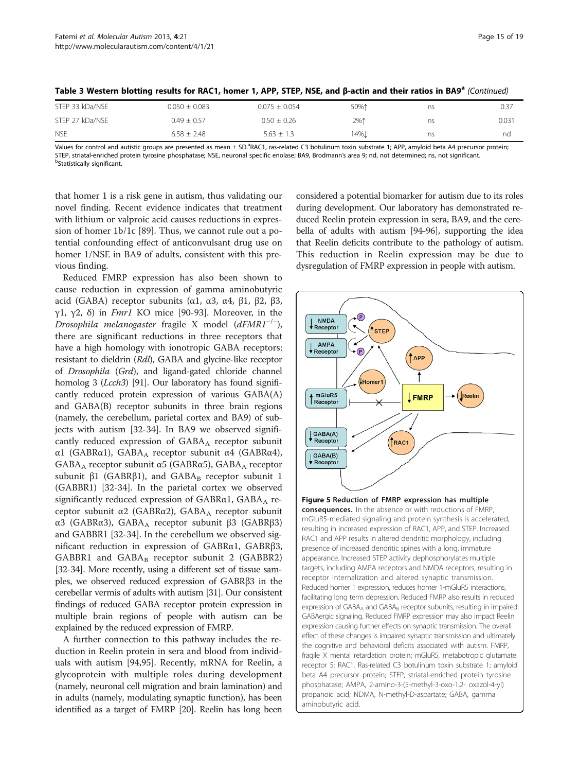**Table 3 Western blotting results for RAC1, homer 1, APP, STEP, NSE, and β-actin and their ratios in BA9[a]** *(Continued)*

| | | | | | |
|---|---|---|---|---|---|
| STEP 33 kDa/NSE | 0.050 ± 0.083 | 0.075 ± 0.054 | 50%↑ | ns | 0.37 |
| STEP 27 kDa/NSE | 0.49 ± 0.57 | 0.50 ± 0.26 | 2%↑ | ns | 0.031 |
| NSE | 6.58 ± 2.48 | 5.63 ± 1.3 | 14%↓ | ns | nd |

Values for control and autistic groups are presented as mean ± SD.[a]RAC1, ras-related C3 botulinum toxin substrate 1; APP, amyloid beta A4 precursor protein; STEP, striatal-enriched protein tyrosine phosphatase; NSE, neuronal specific enolase; BA9, Brodmann's area 9; nd, not determined; ns, not significant.
[b]Statistically significant.

that homer 1 is a risk gene in autism, thus validating our novel finding. Recent evidence indicates that treatment with lithium or valproic acid causes reductions in expression of homer 1b/1c [89]. Thus, we cannot rule out a potential confounding effect of anticonvulsant drug use on homer 1/NSE in BA9 of adults, consistent with this previous finding.

Reduced FMRP expression has also been shown to cause reduction in expression of gamma aminobutyric acid (GABA) receptor subunits (α1, α3, α4, β1, β2, β3, γ1, γ2, δ) in *Fmr1* KO mice [90-93]. Moreover, in the *Drosophila melanogaster* fragile X model (*dFMR1*$^{-/-}$), there are significant reductions in three receptors that have a high homology with ionotropic GABA receptors: resistant to dieldrin (*Rdl*), GABA and glycine-like receptor of *Drosophila* (*Grd*), and ligand-gated chloride channel homolog 3 (*Lcch3*) [91]. Our laboratory has found significantly reduced protein expression of various GABA(A) and GABA(B) receptor subunits in three brain regions (namely, the cerebellum, parietal cortex and BA9) of subjects with autism [32-34]. In BA9 we observed significantly reduced expression of $GABA_A$ receptor subunit α1 (GABRα1), $GABA_A$ receptor subunit α4 (GABRα4), $GABA_A$ receptor subunit α5 (GABRα5), $GABA_A$ receptor subunit β1 (GABRβ1), and $GABA_B$ receptor subunit 1 (GABBR1) [32-34]. In the parietal cortex we observed significantly reduced expression of GABRα1, $GABA_A$ receptor subunit α2 (GABRα2), $GABA_A$ receptor subunit α3 (GABRα3), $GABA_A$ receptor subunit β3 (GABRβ3) and GABBR1 [32-34]. In the cerebellum we observed significant reduction in expression of GABRα1, GABRβ3, GABBR1 and $GABA_B$ receptor subunit 2 (GABBR2) [32-34]. More recently, using a different set of tissue samples, we observed reduced expression of GABRβ3 in the cerebellar vermis of adults with autism [31]. Our consistent findings of reduced GABA receptor protein expression in multiple brain regions of people with autism can be explained by the reduced expression of FMRP.

A further connection to this pathway includes the reduction in Reelin protein in sera and blood from individuals with autism [94,95]. Recently, mRNA for Reelin, a glycoprotein with multiple roles during development (namely, neuronal cell migration and brain lamination) and in adults (namely, modulating synaptic function), has been identified as a target of FMRP [20]. Reelin has long been considered a potential biomarker for autism due to its roles during development. Our laboratory has demonstrated reduced Reelin protein expression in sera, BA9, and the cerebella of adults with autism [94-96], supporting the idea that Reelin deficits contribute to the pathology of autism. This reduction in Reelin expression may be due to dysregulation of FMRP expression in people with autism.

**Figure 5 Reduction of FMRP expression has multiple consequences.** In the absence or with reductions of FMRP, mGluR5-mediated signaling and protein synthesis is accelerated, resulting in increased expression of RAC1, APP, and STEP. Increased RAC1 and APP results in altered dendritic morphology, including presence of increased dendritic spines with a long, immature appearance. Increased STEP activity dephosphorylates multiple targets, including AMPA receptors and NMDA receptors, resulting in receptor internalization and altered synaptic transmission. Reduced homer 1 expression, reduces homer 1-mGluR5 interactions, facilitating long term depression. Reduced FMRP also results in reduced expression of $GABA_A$ and $GABA_B$ receptor subunits, resulting in impaired GABAergic signaling. Reduced FMRP expression may also impact Reelin expression causing further effects on synaptic transmission. The overall effect of these changes is impaired synaptic transmission and ultimately the cognitive and behavioral deficits associated with autism. FMRP, fragile X mental retardation protein; mGluR5, metabotropic glutamate receptor 5; RAC1, Ras-related C3 botulinum toxin substrate 1; amyloid beta A4 precursor protein; STEP, striatal-enriched protein tyrosine phosphatase; AMPA, 2-amino-3-(5-methyl-3-oxo-1,2- oxazol-4-yl) propanoic acid; NDMA, N-methyl-D-aspartate; GABA, gamma aminobutyric acid.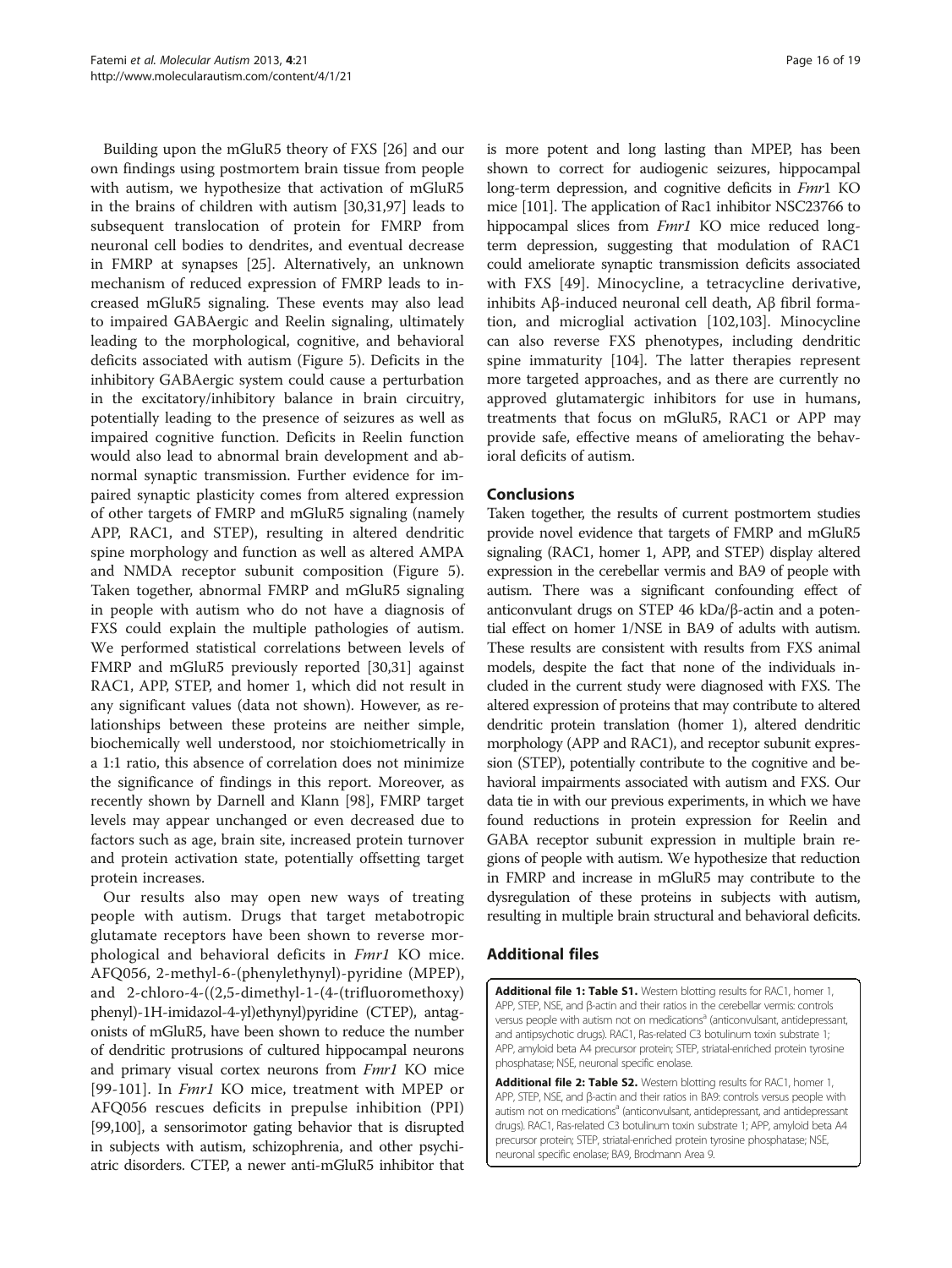Building upon the mGluR5 theory of FXS [26] and our own findings using postmortem brain tissue from people with autism, we hypothesize that activation of mGluR5 in the brains of children with autism [30,31,97] leads to subsequent translocation of protein for FMRP from neuronal cell bodies to dendrites, and eventual decrease in FMRP at synapses [25]. Alternatively, an unknown mechanism of reduced expression of FMRP leads to increased mGluR5 signaling. These events may also lead to impaired GABAergic and Reelin signaling, ultimately leading to the morphological, cognitive, and behavioral deficits associated with autism (Figure 5). Deficits in the inhibitory GABAergic system could cause a perturbation in the excitatory/inhibitory balance in brain circuitry, potentially leading to the presence of seizures as well as impaired cognitive function. Deficits in Reelin function would also lead to abnormal brain development and abnormal synaptic transmission. Further evidence for impaired synaptic plasticity comes from altered expression of other targets of FMRP and mGluR5 signaling (namely APP, RAC1, and STEP), resulting in altered dendritic spine morphology and function as well as altered AMPA and NMDA receptor subunit composition (Figure 5). Taken together, abnormal FMRP and mGluR5 signaling in people with autism who do not have a diagnosis of FXS could explain the multiple pathologies of autism. We performed statistical correlations between levels of FMRP and mGluR5 previously reported [30,31] against RAC1, APP, STEP, and homer 1, which did not result in any significant values (data not shown). However, as relationships between these proteins are neither simple, biochemically well understood, nor stoichiometrically in a 1:1 ratio, this absence of correlation does not minimize the significance of findings in this report. Moreover, as recently shown by Darnell and Klann [98], FMRP target levels may appear unchanged or even decreased due to factors such as age, brain site, increased protein turnover and protein activation state, potentially offsetting target protein increases.

Our results also may open new ways of treating people with autism. Drugs that target metabotropic glutamate receptors have been shown to reverse morphological and behavioral deficits in *Fmr1* KO mice. AFQ056, 2-methyl-6-(phenylethynyl)-pyridine (MPEP), and 2-chloro-4-((2,5-dimethyl-1-(4-(trifluoromethoxy) phenyl)-1H-imidazol-4-yl)ethynyl)pyridine (CTEP), antagonists of mGluR5, have been shown to reduce the number of dendritic protrusions of cultured hippocampal neurons and primary visual cortex neurons from *Fmr1* KO mice [99-101]. In *Fmr1* KO mice, treatment with MPEP or AFQ056 rescues deficits in prepulse inhibition (PPI) [99,100], a sensorimotor gating behavior that is disrupted in subjects with autism, schizophrenia, and other psychiatric disorders. CTEP, a newer anti-mGluR5 inhibitor that is more potent and long lasting than MPEP, has been shown to correct for audiogenic seizures, hippocampal long-term depression, and cognitive deficits in *Fmr*1 KO mice [101]. The application of Rac1 inhibitor NSC23766 to hippocampal slices from *Fmr1* KO mice reduced long-term depression, suggesting that modulation of RAC1 could ameliorate synaptic transmission deficits associated with FXS [49]. Minocycline, a tetracycline derivative, inhibits Aβ-induced neuronal cell death, Aβ fibril formation, and microglial activation [102,103]. Minocycline can also reverse FXS phenotypes, including dendritic spine immaturity [104]. The latter therapies represent more targeted approaches, and as there are currently no approved glutamatergic inhibitors for use in humans, treatments that focus on mGluR5, RAC1 or APP may provide safe, effective means of ameliorating the behavioral deficits of autism.

## Conclusions

Taken together, the results of current postmortem studies provide novel evidence that targets of FMRP and mGluR5 signaling (RAC1, homer 1, APP, and STEP) display altered expression in the cerebellar vermis and BA9 of people with autism. There was a significant confounding effect of anticonvulsant drugs on STEP 46 kDa/β-actin and a potential effect on homer 1/NSE in BA9 of adults with autism. These results are consistent with results from FXS animal models, despite the fact that none of the individuals included in the current study were diagnosed with FXS. The altered expression of proteins that may contribute to altered dendritic protein translation (homer 1), altered dendritic morphology (APP and RAC1), and receptor subunit expression (STEP), potentially contribute to the cognitive and behavioral impairments associated with autism and FXS. Our data tie in with our previous experiments, in which we have found reductions in protein expression for Reelin and GABA receptor subunit expression in multiple brain regions of people with autism. We hypothesize that reduction in FMRP and increase in mGluR5 may contribute to the dysregulation of these proteins in subjects with autism, resulting in multiple brain structural and behavioral deficits.

## Additional files

**Additional file 1: Table S1.** Western blotting results for RAC1, homer 1, APP, STEP, NSE, and β-actin and their ratios in the cerebellar vermis: controls versus people with autism not on medications[a] (anticonvulsant, antidepressant, and antipsychotic drugs). RAC1, Ras-related C3 botulinum toxin substrate 1; APP, amyloid beta A4 precursor protein; STEP, striatal-enriched protein tyrosine phosphatase; NSE, neuronal specific enolase.

**Additional file 2: Table S2.** Western blotting results for RAC1, homer 1, APP, STEP, NSE, and β-actin and their ratios in BA9: controls versus people with autism not on medications[a] (anticonvulsant, antidepressant, and antidepressant drugs). RAC1, Ras-related C3 botulinum toxin substrate 1; APP, amyloid beta A4 precursor protein; STEP, striatal-enriched protein tyrosine phosphatase; NSE, neuronal specific enolase; BA9, Brodmann Area 9.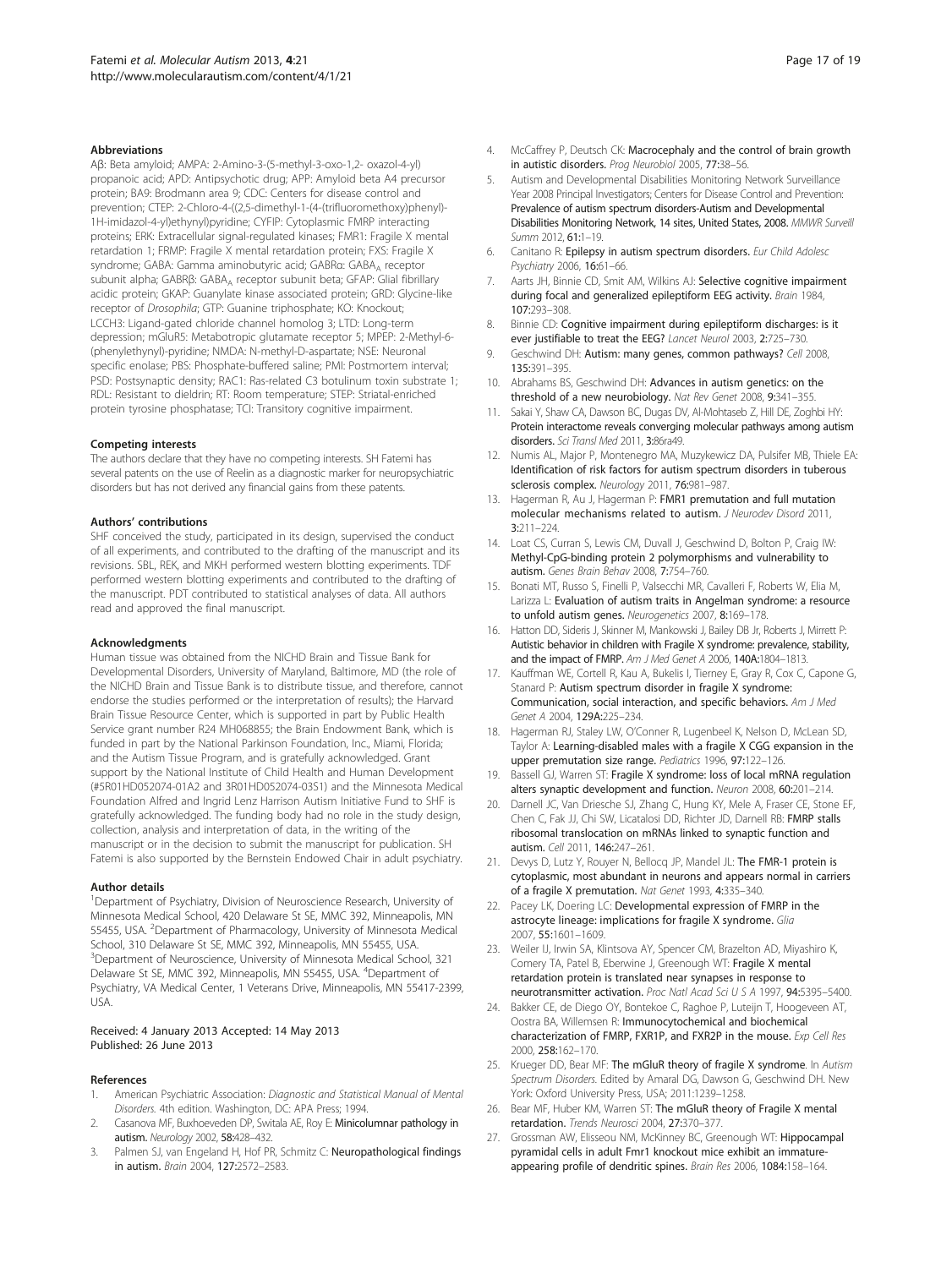### Abbreviations

Aβ: Beta amyloid; AMPA: 2-Amino-3-(5-methyl-3-oxo-1,2- oxazol-4-yl) propanoic acid; APD: Antipsychotic drug; APP: Amyloid beta A4 precursor protein; BA9: Brodmann area 9; CDC: Centers for disease control and prevention; CTEP: 2-Chloro-4-((2,5-dimethyl-1-(4-(trifluoromethoxy)phenyl)-1H-imidazol-4-yl)ethynyl)pyridine; CYFIP: Cytoplasmic FMRP interacting proteins; ERK: Extracellular signal-regulated kinases; FMR1: Fragile X mental retardation 1; FRMP: Fragile X mental retardation protein; FXS: Fragile X syndrome; GABA: Gamma aminobutyric acid; GABRα: $GABA_A$ receptor subunit alpha; GABRβ: $GABA_A$ receptor subunit beta; GFAP: Glial fibrillary acidic protein; GKAP: Guanylate kinase associated protein; GRD: Glycine-like receptor of *Drosophila*; GTP: Guanine triphosphate; KO: Knockout; LCCH3: Ligand-gated chloride channel homolog 3; LTD: Long-term depression; mGluR5: Metabotropic glutamate receptor 5; MPEP: 2-Methyl-6-(phenylethynyl)-pyridine; NMDA: N-methyl-D-aspartate; NSE: Neuronal specific enolase; PBS: Phosphate-buffered saline; PMI: Postmortem interval; PSD: Postsynaptic density; RAC1: Ras-related C3 botulinum toxin substrate 1; RDL: Resistant to dieldrin; RT: Room temperature; STEP: Striatal-enriched protein tyrosine phosphatase; TCI: Transitory cognitive impairment.

### Competing interests

The authors declare that they have no competing interests. SH Fatemi has several patents on the use of Reelin as a diagnostic marker for neuropsychiatric disorders but has not derived any financial gains from these patents.

### Authors' contributions

SHF conceived the study, participated in its design, supervised the conduct of all experiments, and contributed to the drafting of the manuscript and its revisions. SBL, REK, and MKH performed western blotting experiments. TDF performed western blotting experiments and contributed to the drafting of the manuscript. PDT contributed to statistical analyses of data. All authors read and approved the final manuscript.

### Acknowledgments

Human tissue was obtained from the NICHD Brain and Tissue Bank for Developmental Disorders, University of Maryland, Baltimore, MD (the role of the NICHD Brain and Tissue Bank is to distribute tissue, and therefore, cannot endorse the studies performed or the interpretation of results); the Harvard Brain Tissue Resource Center, which is supported in part by Public Health Service grant number R24 MH068855; the Brain Endowment Bank, which is funded in part by the National Parkinson Foundation, Inc., Miami, Florida; and the Autism Tissue Program, and is gratefully acknowledged. Grant support by the National Institute of Child Health and Human Development (#5R01HD052074-01A2 and 3R01HD052074-03S1) and the Minnesota Medical Foundation Alfred and Ingrid Lenz Harrison Autism Initiative Fund to SHF is gratefully acknowledged. The funding body had no role in the study design, collection, analysis and interpretation of data, in the writing of the manuscript or in the decision to submit the manuscript for publication. SH Fatemi is also supported by the Bernstein Endowed Chair in adult psychiatry.

### Author details

[1]Department of Psychiatry, Division of Neuroscience Research, University of Minnesota Medical School, 420 Delaware St SE, MMC 392, Minneapolis, MN 55455, USA. [2]Department of Pharmacology, University of Minnesota Medical School, 310 Delaware St SE, MMC 392, Minneapolis, MN 55455, USA. [3]Department of Neuroscience, University of Minnesota Medical School, 321 Delaware St SE, MMC 392, Minneapolis, MN 55455, USA. [4]Department of Psychiatry, VA Medical Center, 1 Veterans Drive, Minneapolis, MN 55417-2399, USA.

Received: 4 January 2013 Accepted: 14 May 2013
Published: 26 June 2013

### References

1. American Psychiatric Association: *Diagnostic and Statistical Manual of Mental Disorders*. 4th edition. Washington, DC: APA Press; 1994.
2. Casanova MF, Buxhoeveden DP, Switala AE, Roy E: **Minicolumnar pathology in autism.** *Neurology* 2002, **58:**428–432.
3. Palmen SJ, van Engeland H, Hof PR, Schmitz C: **Neuropathological findings in autism.** *Brain* 2004, **127:**2572–2583.
4. McCaffrey P, Deutsch CK: **Macrocephaly and the control of brain growth in autistic disorders.** *Prog Neurobiol* 2005, **77:**38–56.
5. Autism and Developmental Disabilities Monitoring Network Surveillance Year 2008 Principal Investigators; Centers for Disease Control and Prevention: **Prevalence of autism spectrum disorders-Autism and Developmental Disabilities Monitoring Network, 14 sites, United States, 2008.** *MMWR Surveill Summ* 2012, **61:**1–19.
6. Canitano R: **Epilepsy in autism spectrum disorders.** *Eur Child Adolesc Psychiatry* 2006, **16:**61–66.
7. Aarts JH, Binnie CD, Smit AM, Wilkins AJ: **Selective cognitive impairment during focal and generalized epileptiform EEG activity.** *Brain* 1984, **107:**293–308.
8. Binnie CD: **Cognitive impairment during epileptiform discharges: is it ever justifiable to treat the EEG?** *Lancet Neurol* 2003, **2:**725–730.
9. Geschwind DH: **Autism: many genes, common pathways?** *Cell* 2008, **135:**391–395.
10. Abrahams BS, Geschwind DH: **Advances in autism genetics: on the threshold of a new neurobiology.** *Nat Rev Genet* 2008, **9:**341–355.
11. Sakai Y, Shaw CA, Dawson BC, Dugas DV, Al-Mohtaseb Z, Hill DE, Zoghbi HY: **Protein interactome reveals converging molecular pathways among autism disorders.** *Sci Transl Med* 2011, **3:**86ra49.
12. Numis AL, Major P, Montenegro MA, Muzykewicz DA, Pulsifer MB, Thiele EA: **Identification of risk factors for autism spectrum disorders in tuberous sclerosis complex.** *Neurology* 2011, **76:**981–987.
13. Hagerman R, Au J, Hagerman P: **FMR1 premutation and full mutation molecular mechanisms related to autism.** *J Neurodev Disord* 2011, **3:**211–224.
14. Loat CS, Curran S, Lewis CM, Duvall J, Geschwind D, Bolton P, Craig IW: **Methyl-CpG-binding protein 2 polymorphisms and vulnerability to autism.** *Genes Brain Behav* 2008, **7:**754–760.
15. Bonati MT, Russo S, Finelli P, Valsecchi MR, Cavalleri F, Roberts W, Elia M, Larizza L: **Evaluation of autism traits in Angelman syndrome: a resource to unfold autism genes.** *Neurogenetics* 2007, **8:**169–178.
16. Hatton DD, Sideris J, Skinner M, Mankowski J, Bailey DB Jr, Roberts J, Mirrett P: **Autistic behavior in children with Fragile X syndrome: prevalence, stability, and the impact of FMRP.** *Am J Med Genet A* 2006, **140A:**1804–1813.
17. Kauffman WE, Cortell R, Kau A, Bukelis I, Tierney E, Gray R, Cox C, Capone G, Stanard P: **Autism spectrum disorder in fragile X syndrome: Communication, social interaction, and specific behaviors.** *Am J Med Genet A* 2004, **129A:**225–234.
18. Hagerman RJ, Staley LW, O'Conner R, Lugenbeel K, Nelson D, McLean SD, Taylor A: **Learning-disabled males with a fragile X CGG expansion in the upper premutation size range.** *Pediatrics* 1996, **97:**122–126.
19. Bassell GJ, Warren ST: **Fragile X syndrome: loss of local mRNA regulation alters synaptic development and function.** *Neuron* 2008, **60:**201–214.
20. Darnell JC, Van Driesche SJ, Zhang C, Hung KY, Mele A, Fraser CE, Stone EF, Chen C, Fak JJ, Chi SW, Licatalosi DD, Richter JD, Darnell RB: **FMRP stalls ribosomal translocation on mRNAs linked to synaptic function and autism.** *Cell* 2011, **146:**247–261.
21. Devys D, Lutz Y, Rouyer N, Bellocq JP, Mandel JL: **The FMR-1 protein is cytoplasmic, most abundant in neurons and appears normal in carriers of a fragile X premutation.** *Nat Genet* 1993, **4:**335–340.
22. Pacey LK, Doering LC: **Developmental expression of FMRP in the astrocyte lineage: implications for fragile X syndrome.** *Glia* 2007, **55:**1601–1609.
23. Weiler IJ, Irwin SA, Klintsova AY, Spencer CM, Brazelton AD, Miyashiro K, Comery TA, Patel B, Eberwine J, Greenough WT: **Fragile X mental retardation protein is translated near synapses in response to neurotransmitter activation.** *Proc Natl Acad Sci U S A* 1997, **94:**5395–5400.
24. Bakker CE, de Diego OY, Bontekoe C, Raghoe P, Luteijn T, Hoogeveen AT, Oostra BA, Willemsen R: **Immunocytochemical and biochemical characterization of FMRP, FXR1P, and FXR2P in the mouse.** *Exp Cell Res* 2000, **258:**162–170.
25. Krueger DD, Bear MF: **The mGluR theory of fragile X syndrome.** In *Autism Spectrum Disorders*. Edited by Amaral DG, Dawson G, Geschwind DH. New York: Oxford University Press, USA; 2011:1239–1258.
26. Bear MF, Huber KM, Warren ST: **The mGluR theory of Fragile X mental retardation.** *Trends Neurosci* 2004, **27:**370–377.
27. Grossman AW, Elisseou NM, McKinney BC, Greenough WT: **Hippocampal pyramidal cells in adult Fmr1 knockout mice exhibit an immature-appearing profile of dendritic spines.** *Brain Res* 2006, **1084:**158–164.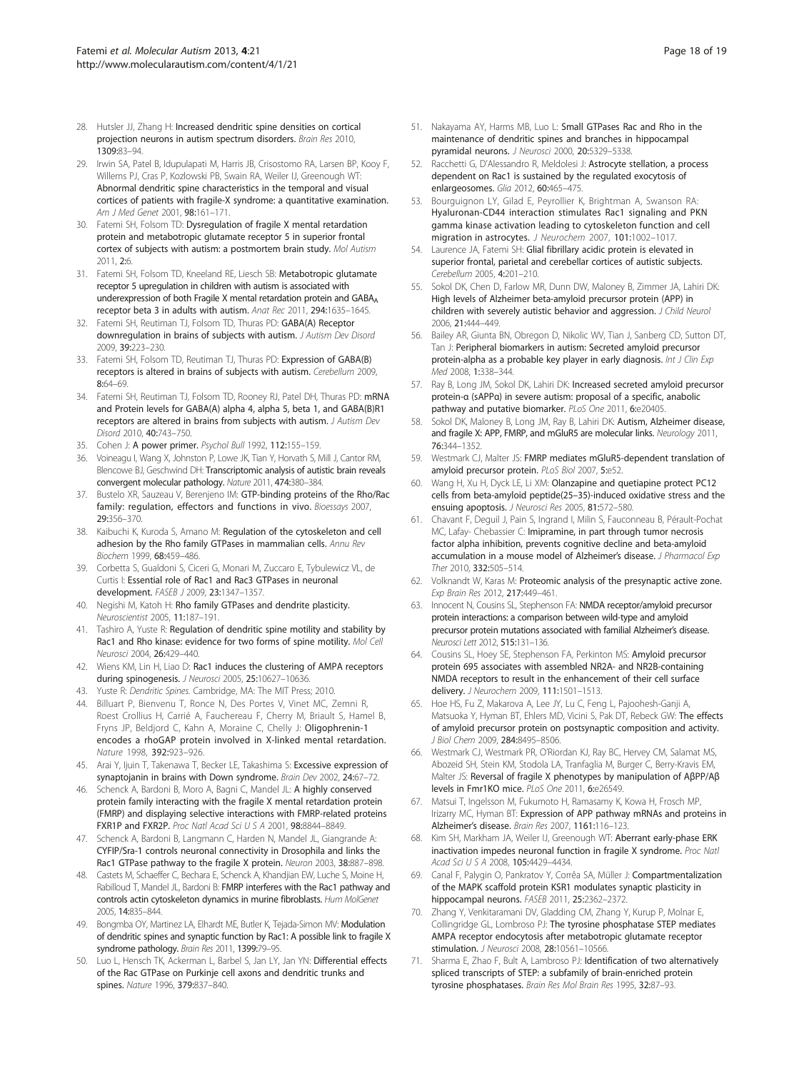28. Hutsler JJ, Zhang H: **Increased dendritic spine densities on cortical projection neurons in autism spectrum disorders.** *Brain Res* 2010, **1309:**83–94.
29. Irwin SA, Patel B, Idupulapati M, Harris JB, Crisostomo RA, Larsen BP, Kooy F, Willems PJ, Cras P, Kozlowski PB, Swain RA, Weiler IJ, Greenough WT: **Abnormal dendritic spine characteristics in the temporal and visual cortices of patients with fragile-X syndrome: a quantitative examination.** *Am J Med Genet* 2001, **98:**161–171.
30. Fatemi SH, Folsom TD: **Dysregulation of fragile X mental retardation protein and metabotropic glutamate receptor 5 in superior frontal cortex of subjects with autism: a postmortem brain study.** *Mol Autism* 2011, **2:**6.
31. Fatemi SH, Folsom TD, Kneeland RE, Liesch SB: **Metabotropic glutamate receptor 5 upregulation in children with autism is associated with underexpression of both Fragile X mental retardation protein and GABA$_A$ receptor beta 3 in adults with autism.** *Anat Rec* 2011, **294:**1635–1645.
32. Fatemi SH, Reutiman TJ, Folsom TD, Thuras PD: **GABA(A) Receptor downregulation in brains of subjects with autism.** *J Autism Dev Disord* 2009, **39:**223–230.
33. Fatemi SH, Folsom TD, Reutiman TJ, Thuras PD: **Expression of GABA(B) receptors is altered in brains of subjects with autism.** *Cerebellum* 2009, **8:**64–69.
34. Fatemi SH, Reutiman TJ, Folsom TD, Rooney RJ, Patel DH, Thuras PD: **mRNA and Protein levels for GABA(A) alpha 4, alpha 5, beta 1, and GABA(B)R1 receptors are altered in brains from subjects with autism.** *J Autism Dev Disord* 2010, **40:**743–750.
35. Cohen J: **A power primer.** *Psychol Bull* 1992, **112:**155–159.
36. Voineagu I, Wang X, Johnston P, Lowe JK, Tian Y, Horvath S, Mill J, Cantor RM, Blencowe BJ, Geschwind DH: **Transcriptomic analysis of autistic brain reveals convergent molecular pathology.** *Nature* 2011, **474:**380–384.
37. Bustelo XR, Sauzeau V, Berenjeno IM: **GTP-binding proteins of the Rho/Rac family: regulation, effectors and functions in vivo.** *Bioessays* 2007, **29:**356–370.
38. Kaibuchi K, Kuroda S, Amano M: **Regulation of the cytoskeleton and cell adhesion by the Rho family GTPases in mammalian cells.** *Annu Rev Biochem* 1999, **68:**459–486.
39. Corbetta S, Gualdoni S, Ciceri G, Monari M, Zuccaro E, Tybulewicz VL, de Curtis I: **Essential role of Rac1 and Rac3 GTPases in neuronal development.** *FASEB J* 2009, **23:**1347–1357.
40. Negishi M, Katoh H: **Rho family GTPases and dendrite plasticity.** *Neuroscientist* 2005, **11:**187–191.
41. Tashiro A, Yuste R: **Regulation of dendritic spine motility and stability by Rac1 and Rho kinase: evidence for two forms of spine motility.** *Mol Cell Neurosci* 2004, **26:**429–440.
42. Wiens KM, Lin H, Liao D: **Rac1 induces the clustering of AMPA receptors during spinogenesis.** *J Neurosci* 2005, **25:**10627–10636.
43. Yuste R: *Dendritic Spines.* Cambridge, MA: The MIT Press; 2010.
44. Billuart P, Bienvenu T, Ronce N, Des Portes V, Vinet MC, Zemni R, Roest Crollius H, Carrié A, Fauchereau F, Cherry M, Briault S, Hamel B, Fryns JP, Beldjord C, Kahn A, Moraine C, Chelly J: **Oligophrenin-1 encodes a rhoGAP protein involved in X-linked mental retardation.** *Nature* 1998, **392:**923–926.
45. Arai Y, Ijuin T, Takenawa T, Becker LE, Takashima S: **Excessive expression of synaptojanin in brains with Down syndrome.** *Brain Dev* 2002, **24:**67–72.
46. Schenck A, Bardoni B, Moro A, Bagni C, Mandel JL: **A highly conserved protein family interacting with the fragile X mental retardation protein (FMRP) and displaying selective interactions with FMRP-related proteins FXR1P and FXR2P.** *Proc Natl Acad Sci U S A* 2001, **98:**8844–8849.
47. Schenck A, Bardoni B, Langmann C, Harden N, Mandel JL, Giangrande A: **CYFIP/Sra-1 controls neuronal connectivity in Drosophila and links the Rac1 GTPase pathway to the fragile X protein.** *Neuron* 2003, **38:**887–898.
48. Castets M, Schaeffer C, Bechara E, Schenck A, Khandjian EW, Luche S, Moine H, Rabilloud T, Mandel JL, Bardoni B: **FMRP interferes with the Rac1 pathway and controls actin cytoskeleton dynamics in murine fibroblasts.** *Hum MolGenet* 2005, **14:**835–844.
49. Bongmba OY, Martinez LA, Elhardt ME, Butler K, Tejada-Simon MV: **Modulation of dendritic spines and synaptic function by Rac1: A possible link to fragile X syndrome pathology.** *Brain Res* 2011, **1399:**79–95.
50. Luo L, Hensch TK, Ackerman L, Barbel S, Jan LY, Jan YN: **Differential effects of the Rac GTPase on Purkinje cell axons and dendritic trunks and spines.** *Nature* 1996, **379:**837–840.
51. Nakayama AY, Harms MB, Luo L: **Small GTPases Rac and Rho in the maintenance of dendritic spines and branches in hippocampal pyramidal neurons.** *J Neurosci* 2000, **20:**5329–5338.
52. Racchetti G, D'Alessandro R, Meldolesi J: **Astrocyte stellation, a process dependent on Rac1 is sustained by the regulated exocytosis of enlargeosomes.** *Glia* 2012, **60:**465–475.
53. Bourguignon LY, Gilad E, Peyrollier K, Brightman A, Swanson RA: **Hyaluronan-CD44 interaction stimulates Rac1 signaling and PKN gamma kinase activation leading to cytoskeleton function and cell migration in astrocytes.** *J Neurochem* 2007, **101:**1002–1017.
54. Laurence JA, Fatemi SH: **Glial fibrillary acidic protein is elevated in superior frontal, parietal and cerebellar cortices of autistic subjects.** *Cerebellum* 2005, **4:**201–210.
55. Sokol DK, Chen D, Farlow MR, Dunn DW, Maloney B, Zimmer JA, Lahiri DK: **High levels of Alzheimer beta-amyloid precursor protein (APP) in children with severely autistic behavior and aggression.** *J Child Neurol* 2006, **21:**444–449.
56. Bailey AR, Giunta BN, Obregon D, Nikolic WV, Tian J, Sanberg CD, Sutton DT, Tan J: **Peripheral biomarkers in autism: Secreted amyloid precursor protein-alpha as a probable key player in early diagnosis.** *Int J Clin Exp Med* 2008, **1:**338–344.
57. Ray B, Long JM, Sokol DK, Lahiri DK: **Increased secreted amyloid precursor protein-α (sAPPα) in severe autism: proposal of a specific, anabolic pathway and putative biomarker.** *PLoS One* 2011, **6:**e20405.
58. Sokol DK, Maloney B, Long JM, Ray B, Lahiri DK: **Autism, Alzheimer disease, and fragile X: APP, FMRP, and mGluR5 are molecular links.** *Neurology* 2011, **76:**344–1352.
59. Westmark CJ, Malter JS: **FMRP mediates mGluR5-dependent translation of amyloid precursor protein.** *PLoS Biol* 2007, **5:**e52.
60. Wang H, Xu H, Dyck LE, Li XM: **Olanzapine and quetiapine protect PC12 cells from beta-amyloid peptide(25–35)-induced oxidative stress and the ensuing apoptosis.** *J Neurosci Res* 2005, **81:**572–580.
61. Chavant F, Deguil J, Pain S, Ingrand I, Milin S, Fauconneau B, Pérault-Pochat MC, Lafay- Chebassier C: **Imipramine, in part through tumor necrosis factor alpha inhibition, prevents cognitive decline and beta-amyloid accumulation in a mouse model of Alzheimer's disease.** *J Pharmacol Exp Ther* 2010, **332:**505–514.
62. Volknandt W, Karas M: **Proteomic analysis of the presynaptic active zone.** *Exp Brain Res* 2012, **217:**449–461.
63. Innocent N, Cousins SL, Stephenson FA: **NMDA receptor/amyloid precursor protein interactions: a comparison between wild-type and amyloid precursor protein mutations associated with familial Alzheimer's disease.** *Neurosci Lett* 2012, **515:**131–136.
64. Cousins SL, Hoey SE, Stephenson FA, Perkinton MS: **Amyloid precursor protein 695 associates with assembled NR2A- and NR2B-containing NMDA receptors to result in the enhancement of their cell surface delivery.** *J Neurochem* 2009, **111:**1501–1513.
65. Hoe HS, Fu Z, Makarova A, Lee JY, Lu C, Feng L, Pajoohesh-Ganji A, Matsuoka Y, Hyman BT, Ehlers MD, Vicini S, Pak DT, Rebeck GW: **The effects of amyloid precursor protein on postsynaptic composition and activity.** *J Biol Chem* 2009, **284:**8495–8506.
66. Westmark CJ, Westmark PR, O'Riordan KJ, Ray BC, Hervey CM, Salamat MS, Abozeid SH, Stein KM, Stodola LA, Tranfaglia M, Burger C, Berry-Kravis EM, Malter JS: **Reversal of fragile X phenotypes by manipulation of AβPP/Aβ levels in Fmr1KO mice.** *PLoS One* 2011, **6:**e26549.
67. Matsui T, Ingelsson M, Fukumoto H, Ramasamy K, Kowa H, Frosch MP, Irizarry MC, Hyman BT: **Expression of APP pathway mRNAs and proteins in Alzheimer's disease.** *Brain Res* 2007, **1161:**116–123.
68. Kim SH, Markham JA, Weiler IJ, Greenough WT: **Aberrant early-phase ERK inactivation impedes neuronal function in fragile X syndrome.** *Proc Natl Acad Sci U S A* 2008, **105:**4429–4434.
69. Canal F, Palygin O, Pankratov Y, Corrêa SA, Müller J: **Compartmentalization of the MAPK scaffold protein KSR1 modulates synaptic plasticity in hippocampal neurons.** *FASEB* 2011, **25:**2362–2372.
70. Zhang Y, Venkitaramani DV, Gladding CM, Zhang Y, Kurup P, Molnar E, Collingridge GL, Lombroso PJ: **The tyrosine phosphatase STEP mediates AMPA receptor endocytosis after metabotropic glutamate receptor stimulation.** *J Neurosci* 2008, **28:**10561–10566.
71. Sharma E, Zhao F, Bult A, Lombroso PJ: **Identification of two alternatively spliced transcripts of STEP: a subfamily of brain-enriched protein tyrosine phosphatases.** *Brain Res Mol Brain Res* 1995, **32:**87–93.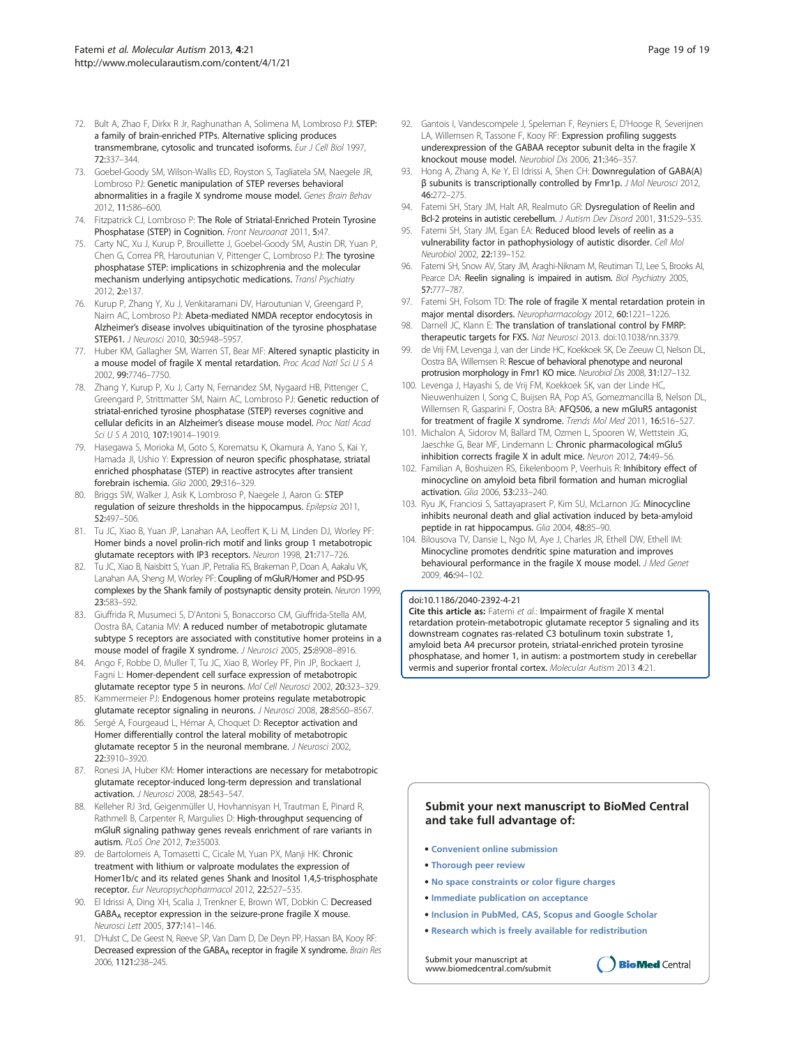72. Bult A, Zhao F, Dirkx R Jr, Raghunathan A, Solimena M, Lombroso PJ: STEP: a family of brain-enriched PTPs. Alternative splicing produces transmembrane, cytosolic and truncated isoforms. *Eur J Cell Biol* 1997, 72:337–344.
73. Goebel-Goody SM, Wilson-Wallis ED, Royston S, Tagliatela SM, Naegele JR, Lombroso PJ: Genetic manipulation of STEP reverses behavioral abnormalities in a fragile X syndrome mouse model. *Genes Brain Behav* 2012, 11:586–600.
74. Fitzpatrick CJ, Lombroso P: The Role of Striatal-Enriched Protein Tyrosine Phosphatase (STEP) in Cognition. *Front Neuroanat* 2011, 5:47.
75. Carty NC, Xu J, Kurup P, Brouillette J, Goebel-Goody SM, Austin DR, Yuan P, Chen G, Correa PR, Haroutunian V, Pittenger C, Lombroso PJ: The tyrosine phosphatase STEP: implications in schizophrenia and the molecular mechanism underlying antipsychotic medications. *Transl Psychiatry* 2012, 2:e137.
76. Kurup P, Zhang Y, Xu J, Venkitaramani DV, Haroutunian V, Greengard P, Nairn AC, Lombroso PJ: Abeta-mediated NMDA receptor endocytosis in Alzheimer's disease involves ubiquitination of the tyrosine phosphatase STEP61. *J Neurosci* 2010, 30:5948–5957.
77. Huber KM, Gallagher SM, Warren ST, Bear MF: Altered synaptic plasticity in a mouse model of fragile X mental retardation. *Proc Acad Natl Sci U S A* 2002, 99:7746–7750.
78. Zhang Y, Kurup P, Xu J, Carty N, Fernandez SM, Nygaard HB, Pittenger C, Greengard P, Strittmatter SM, Nairn AC, Lombroso PJ: Genetic reduction of striatal-enriched tyrosine phosphatase (STEP) reverses cognitive and cellular deficits in an Alzheimer's disease mouse model. *Proc Natl Acad Sci U S A* 2010, 107:19014–19019.
79. Hasegawa S, Morioka M, Goto S, Korematsu K, Okamura A, Yano S, Kai Y, Hamada JI, Ushio Y: Expression of neuron specific phosphatase, striatal enriched phosphatase (STEP) in reactive astrocytes after transient forebrain ischemia. *Glia* 2000, 29:316–329.
80. Briggs SW, Walker J, Asik K, Lombroso P, Naegele J, Aaron G: STEP regulation of seizure thresholds in the hippocampus. *Epilepsia* 2011, 52:497–506.
81. Tu JC, Xiao B, Yuan JP, Lanahan AA, Leoffert K, Li M, Linden DJ, Worley PF: Homer binds a novel prolin-rich motif and links group 1 metabotropic glutamate receptors with IP3 receptors. *Neuron* 1998, 21:717–726.
82. Tu JC, Xiao B, Naisbitt S, Yuan JP, Petralia RS, Brakeman P, Doan A, Aakalu VK, Lanahan AA, Sheng M, Worley PF: Coupling of mGluR/Homer and PSD-95 complexes by the Shank family of postsynaptic density protein. *Neuron* 1999, 23:583–592.
83. Giuffrida R, Musumeci S, D'Antoni S, Bonaccorso CM, Giuffrida-Stella AM, Oostra BA, Catania MV: A reduced number of metabotropic glutamate subtype 5 receptors are associated with constitutive homer proteins in a mouse model of fragile X syndrome. *J Neurosci* 2005, 25:8908–8916.
84. Ango F, Robbe D, Muller T, Tu JC, Xiao B, Worley PF, Pin JP, Bockaert J, Fagni L: Homer-dependent cell surface expression of metabotropic glutamate receptor type 5 in neurons. *Mol Cell Neurosci* 2002, 20:323–329.
85. Kammermeier PJ: Endogenous homer proteins regulate metabotropic glutamate receptor signaling in neurons. *J Neurosci* 2008, 28:8560–8567.
86. Sergé A, Fourgeaud L, Hémar A, Choquet D: Receptor activation and Homer differentially control the lateral mobility of metabotropic glutamate receptor 5 in the neuronal membrane. *J Neurosci* 2002, 22:3910–3920.
87. Ronesi JA, Huber KM: Homer interactions are necessary for metabotropic glutamate receptor-induced long-term depression and translational activation. *J Neurosci* 2008, 28:543–547.
88. Kelleher RJ 3rd, Geigenmüller U, Hovhannisyan H, Trautman E, Pinard R, Rathmell B, Carpenter R, Margulies D: High-throughput sequencing of mGluR signaling pathway genes reveals enrichment of rare variants in autism. *PLoS One* 2012, 7:e35003.
89. de Bartolomeis A, Tomasetti C, Cicale M, Yuan PX, Manji HK: Chronic treatment with lithium or valproate modulates the expression of Homer1b/c and its related genes Shank and Inositol 1,4,5-trisphosphate receptor. *Eur Neuropsychopharmacol* 2012, 22:527–535.
90. El Idrissi A, Ding XH, Scalia J, Trenkner E, Brown WT, Dobkin C: Decreased $GABA_A$ receptor expression in the seizure-prone fragile X mouse. *Neurosci Lett* 2005, 377:141–146.
91. D'Hulst C, De Geest N, Reeve SP, Van Dam D, De Deyn PP, Hassan BA, Kooy RF: Decreased expression of the $GABA_A$ receptor in fragile X syndrome. *Brain Res* 2006, 1121:238–245.
92. Gantois I, Vandescompele J, Speleman F, Reyniers E, D'Hooge R, Severijnen LA, Willemsen R, Tassone F, Kooy RF: Expression profiling suggests underexpression of the GABAA receptor subunit delta in the fragile X knockout mouse model. *Neurobiol Dis* 2006, 21:346–357.
93. Hong A, Zhang A, Ke Y, El Idrissi A, Shen CH: Downregulation of GABA(A) β subunits is transcriptionally controlled by Fmr1p. *J Mol Neurosci* 2012, 46:272–275.
94. Fatemi SH, Stary JM, Halt AR, Realmuto GR: Dysregulation of Reelin and Bcl-2 proteins in autistic cerebellum. *J Autism Dev Disord* 2001, 31:529–535.
95. Fatemi SH, Stary JM, Egan EA: Reduced blood levels of reelin as a vulnerability factor in pathophysiology of autistic disorder. *Cell Mol Neurobiol* 2002, 22:139–152.
96. Fatemi SH, Snow AV, Stary JM, Araghi-Niknam M, Reutiman TJ, Lee S, Brooks AI, Pearce DA: Reelin signaling is impaired in autism. *Biol Psychiatry* 2005, 57:777–787.
97. Fatemi SH, Folsom TD: The role of fragile X mental retardation protein in major mental disorders. *Neuropharmacology* 2012, 60:1221–1226.
98. Darnell JC, Klann E: The translation of translational control by FMRP: therapeutic targets for FXS. *Nat Neurosci* 2013. doi:10.1038/nn.3379.
99. de Vrij FM, Levenga J, van der Linde HC, Koekkoek SK, De Zeeuw CI, Nelson DL, Oostra BA, Willemsen R: Rescue of behavioral phenotype and neuronal protrusion morphology in Fmr1 KO mice. *Neurobiol Dis* 2008, 31:127–132.
100. Levenga J, Hayashi S, de Vrij FM, Koekkoek SK, van der Linde HC, Nieuwenhuizen I, Song C, Buijsen RA, Pop AS, Gomezmancilla B, Nelson DL, Willemsen R, Gasparini F, Oostra BA: AFQ056, a new mGluR5 antagonist for treatment of fragile X syndrome. *Trends Mol Med* 2011, 16:516–527.
101. Michalon A, Sidorov M, Ballard TM, Ozmen L, Spooren W, Wettstein JG, Jaeschke G, Bear MF, Lindemann L: Chronic pharmacological mGlu5 inhibition corrects fragile X in adult mice. *Neuron* 2012, 74:49–56.
102. Familian A, Boshuizen RS, Eikelenboom P, Veerhuis R: Inhibitory effect of minocycline on amyloid beta fibril formation and human microglial activation. *Glia* 2006, 53:233–240.
103. Ryu JK, Franciosi S, Sattayaprasert P, Kim SU, McLarnon JG: Minocycline inhibits neuronal death and glial activation induced by beta-amyloid peptide in rat hippocampus. *Glia* 2004, 48:85–90.
104. Bilousova TV, Dansie L, Ngo M, Aye J, Charles JR, Ethell DW, Ethell IM: Minocycline promotes dendritic spine maturation and improves behavioural performance in the fragile X mouse model. *J Med Genet* 2009, 46:94–102.

doi:10.1186/2040-2392-4-21

**Cite this article as:** Fatemi *et al.*: Impairment of fragile X mental retardation protein-metabotropic glutamate receptor 5 signaling and its downstream cognates ras-related C3 botulinum toxin substrate 1, amyloid beta A4 precursor protein, striatal-enriched protein tyrosine phosphatase, and homer 1, in autism: a postmortem study in cerebellar vermis and superior frontal cortex. *Molecular Autism* 2013 4:21.

**Submit your next manuscript to BioMed Central and take full advantage of:**

- Convenient online submission
- Thorough peer review
- No space constraints or color figure charges
- Immediate publication on acceptance
- Inclusion in PubMed, CAS, Scopus and Google Scholar
- Research which is freely available for redistribution

Submit your manuscript at www.biomedcentral.com/submit